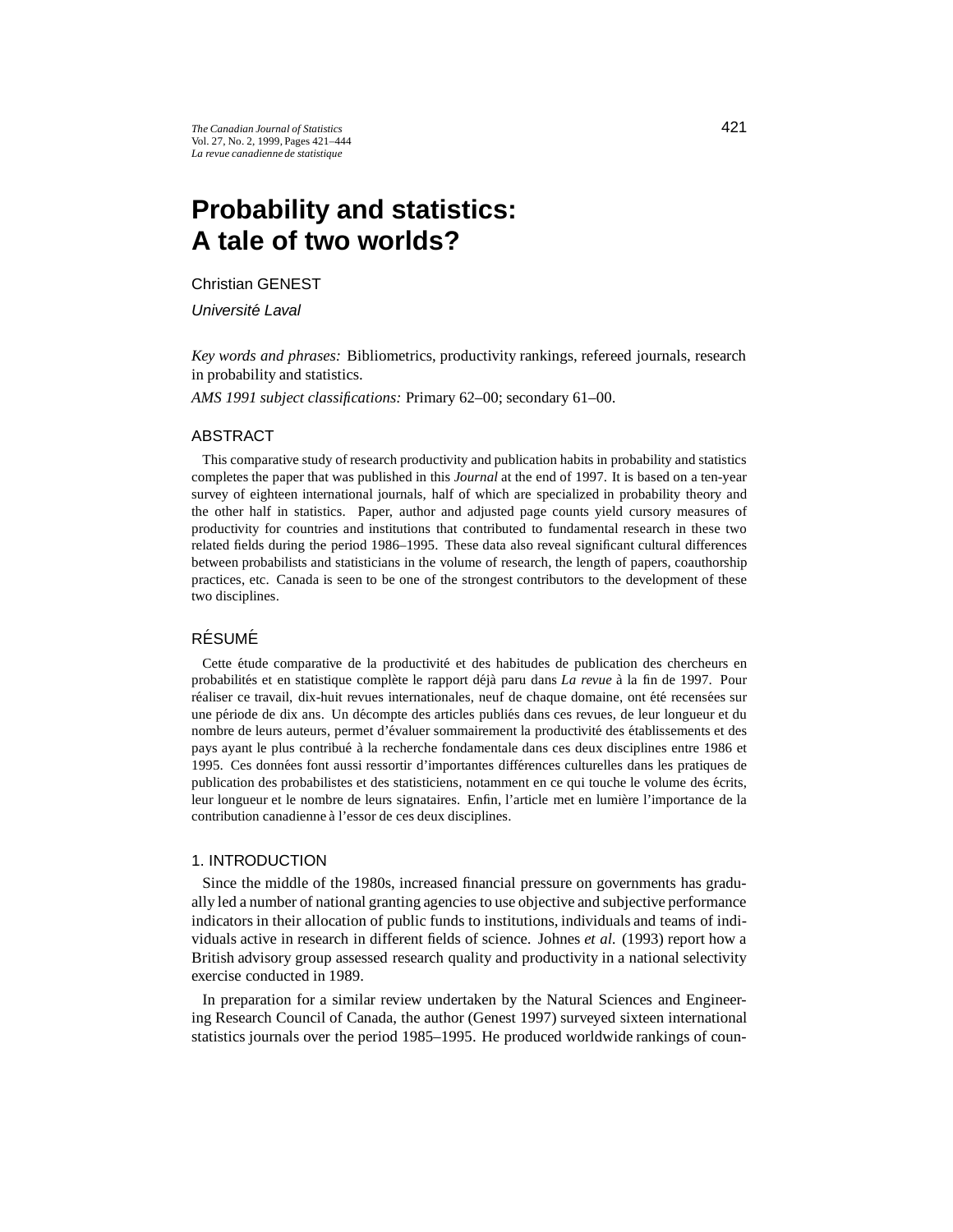# Probability and statistics: A tale of two worlds?

Christian GENEST

*Université Laval*

*Key words and phrases:* Bibliometrics, productivity rankings, refereed journals, research in probability and statistics.

*AMS 1991 subject classifications:* Primary 62–00; secondary 61–00.

## ABSTRACT

This comparative study of research productivity and publication habits in probability and statistics completes the paper that was published in this *Journal* at the end of 1997. It is based on a ten-year survey of eighteen international journals, half of which are specialized in probability theory and the other half in statistics. Paper, author and adjusted page counts yield cursory measures of productivity for countries and institutions that contributed to fundamental research in these two related fields during the period 1986–1995. These data also reveal significant cultural differences between probabilists and statisticians in the volume of research, the length of papers, coauthorship practices, etc. Canada is seen to be one of the strongest contributors to the development of these two disciplines.

## RÉSUMÉ

Cette étude comparative de la productivité et des habitudes de publication des chercheurs en probabilités et en statistique complète le rapport déjà paru dans *La revue* à la fin de 1997. Pour réaliser ce travail, dix-huit revues internationales, neuf de chaque domaine, ont été recensées sur une période de dix ans. Un décompte des articles publiés dans ces revues, de leur longueur et du nombre de leurs auteurs, permet d'évaluer sommairement la productivité des établissements et des pays ayant le plus contribué à la recherche fondamentale dans ces deux disciplines entre 1986 et 1995. Ces données font aussi ressortir d'importantes différences culturelles dans les pratiques de publication des probabilistes et des statisticiens, notamment en ce qui touche le volume des écrits, leur longueur et le nombre de leurs signataires. Enfin, l'article met en lumière l'importance de la contribution canadienne à l'essor de ces deux disciplines.

## 1. INTRODUCTION

Since the middle of the 1980s, increased financial pressure on governments has gradually led a number of national granting agencies to use objective and subjective performance indicators in their allocation of public funds to institutions, individuals and teams of individuals active in research in different fields of science. Johnes *et al.* (1993) report how a British advisory group assessed research quality and productivity in a national selectivity exercise conducted in 1989.

In preparation for a similar review undertaken by the Natural Sciences and Engineering Research Council of Canada, the author (Genest 1997) surveyed sixteen international statistics journals over the period 1985–1995. He produced worldwide rankings of coun-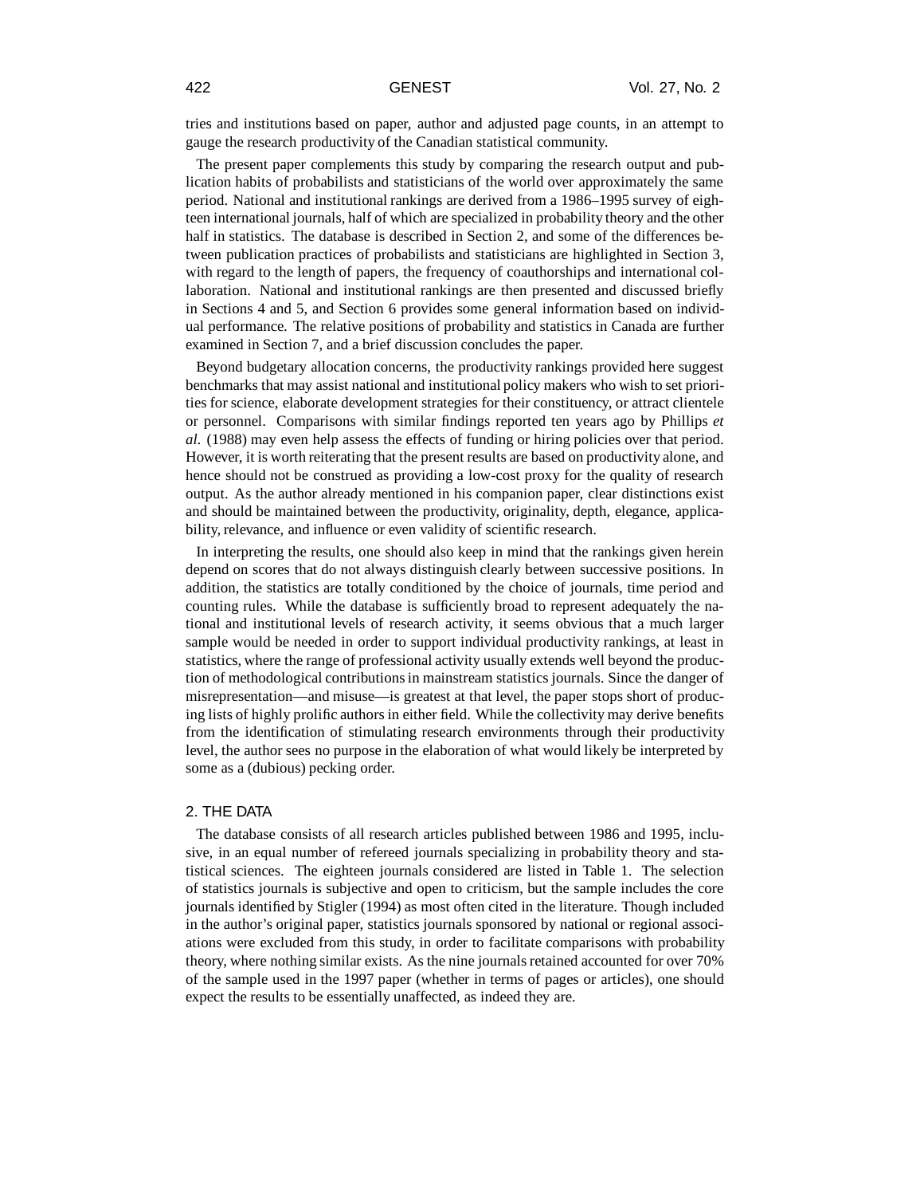tries and institutions based on paper, author and adjusted page counts, in an attempt to gauge the research productivity of the Canadian statistical community.

The present paper complements this study by comparing the research output and publication habits of probabilists and statisticians of the world over approximately the same period. National and institutional rankings are derived from a 1986–1995 survey of eighteen international journals, half of which are specialized in probability theory and the other half in statistics. The database is described in Section 2, and some of the differences between publication practices of probabilists and statisticians are highlighted in Section 3, with regard to the length of papers, the frequency of coauthorships and international collaboration. National and institutional rankings are then presented and discussed briefly in Sections 4 and 5, and Section 6 provides some general information based on individual performance. The relative positions of probability and statistics in Canada are further examined in Section 7, and a brief discussion concludes the paper.

Beyond budgetary allocation concerns, the productivity rankings provided here suggest benchmarks that may assist national and institutional policy makers who wish to set priorities for science, elaborate development strategies for their constituency, or attract clientele or personnel. Comparisons with similar findings reported ten years ago by Phillips *et al.* (1988) may even help assess the effects of funding or hiring policies over that period. However, it is worth reiterating that the present results are based on productivity alone, and hence should not be construed as providing a low-cost proxy for the quality of research output. As the author already mentioned in his companion paper, clear distinctions exist and should be maintained between the productivity, originality, depth, elegance, applicability, relevance, and influence or even validity of scientific research.

In interpreting the results, one should also keep in mind that the rankings given herein depend on scores that do not always distinguish clearly between successive positions. In addition, the statistics are totally conditioned by the choice of journals, time period and counting rules. While the database is sufficiently broad to represent adequately the national and institutional levels of research activity, it seems obvious that a much larger sample would be needed in order to support individual productivity rankings, at least in statistics, where the range of professional activity usually extends well beyond the production of methodological contributions in mainstream statistics journals. Since the danger of misrepresentation—and misuse—is greatest at that level, the paper stops short of producing lists of highly prolific authors in either field. While the collectivity may derive benefits from the identification of stimulating research environments through their productivity level, the author sees no purpose in the elaboration of what would likely be interpreted by some as a (dubious) pecking order.

## 2. THE DATA

The database consists of all research articles published between 1986 and 1995, inclusive, in an equal number of refereed journals specializing in probability theory and statistical sciences. The eighteen journals considered are listed in Table 1. The selection of statistics journals is subjective and open to criticism, but the sample includes the core journals identified by Stigler (1994) as most often cited in the literature. Though included in the author's original paper, statistics journals sponsored by national or regional associations were excluded from this study, in order to facilitate comparisons with probability theory, where nothing similar exists. As the nine journals retained accounted for over 70% of the sample used in the 1997 paper (whether in terms of pages or articles), one should expect the results to be essentially unaffected, as indeed they are.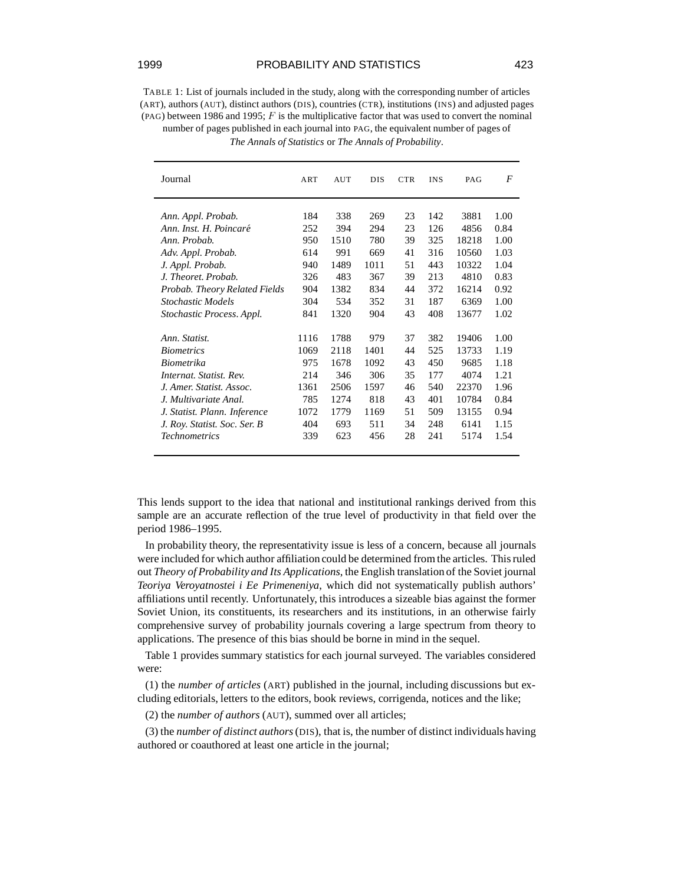TABLE 1: List of journals included in the study, along with the corresponding number of articles (ART), authors (AUT), distinct authors (DIS), countries (CTR), institutions (INS) and adjusted pages (PAG) between 1986 and 1995; $F$ is the multiplicative factor that was used to convert the nominal number of pages published in each journal into PAG, the equivalent number of pages of *The Annals of Statistics* or *The Annals of Probability*.

| Journal | ART | AUT | DIS | CTR | INS | PAG | $F$ |
|---|---|---|---|---|---|---|---|
| *Ann. Appl. Probab.* | 184 | 338 | 269 | 23 | 142 | 3881 | 1.00 |
| *Ann. Inst. H. Poincaré* | 252 | 394 | 294 | 23 | 126 | 4856 | 0.84 |
| *Ann. Probab.* | 950 | 1510 | 780 | 39 | 325 | 18218 | 1.00 |
| *Adv. Appl. Probab.* | 614 | 991 | 669 | 41 | 316 | 10560 | 1.03 |
| *J. Appl. Probab.* | 940 | 1489 | 1011 | 51 | 443 | 10322 | 1.04 |
| *J. Theoret. Probab.* | 326 | 483 | 367 | 39 | 213 | 4810 | 0.83 |
| *Probab. Theory Related Fields* | 904 | 1382 | 834 | 44 | 372 | 16214 | 0.92 |
| *Stochastic Models* | 304 | 534 | 352 | 31 | 187 | 6369 | 1.00 |
| *Stochastic Process. Appl.* | 841 | 1320 | 904 | 43 | 408 | 13677 | 1.02 |
| *Ann. Statist.* | 1116 | 1788 | 979 | 37 | 382 | 19406 | 1.00 |
| *Biometrics* | 1069 | 2118 | 1401 | 44 | 525 | 13733 | 1.19 |
| *Biometrika* | 975 | 1678 | 1092 | 43 | 450 | 9685 | 1.18 |
| *Internat. Statist. Rev.* | 214 | 346 | 306 | 35 | 177 | 4074 | 1.21 |
| *J. Amer. Statist. Assoc.* | 1361 | 2506 | 1597 | 46 | 540 | 22370 | 1.96 |
| *J. Multivariate Anal.* | 785 | 1274 | 818 | 43 | 401 | 10784 | 0.84 |
| *J. Statist. Plann. Inference* | 1072 | 1779 | 1169 | 51 | 509 | 13155 | 0.94 |
| *J. Roy. Statist. Soc. Ser. B* | 404 | 693 | 511 | 34 | 248 | 6141 | 1.15 |
| *Technometrics* | 339 | 623 | 456 | 28 | 241 | 5174 | 1.54 |

This lends support to the idea that national and institutional rankings derived from this sample are an accurate reflection of the true level of productivity in that field over the period 1986–1995.

In probability theory, the representativity issue is less of a concern, because all journals were included for which author affiliation could be determined from the articles. This ruled out *Theory of Probability and Its Applications*, the English translation of the Soviet journal *Teoriya Veroyatnostei i Ee Primeneniya*, which did not systematically publish authors' affiliations until recently. Unfortunately, this introduces a sizeable bias against the former Soviet Union, its constituents, its researchers and its institutions, in an otherwise fairly comprehensive survey of probability journals covering a large spectrum from theory to applications. The presence of this bias should be borne in mind in the sequel.

Table 1 provides summary statistics for each journal surveyed. The variables considered were:

(1) the *number of articles* (ART) published in the journal, including discussions but excluding editorials, letters to the editors, book reviews, corrigenda, notices and the like;

(2) the *number of authors* (AUT), summed over all articles;

(3) the *number of distinct authors* (DIS), that is, the number of distinct individuals having authored or coauthored at least one article in the journal;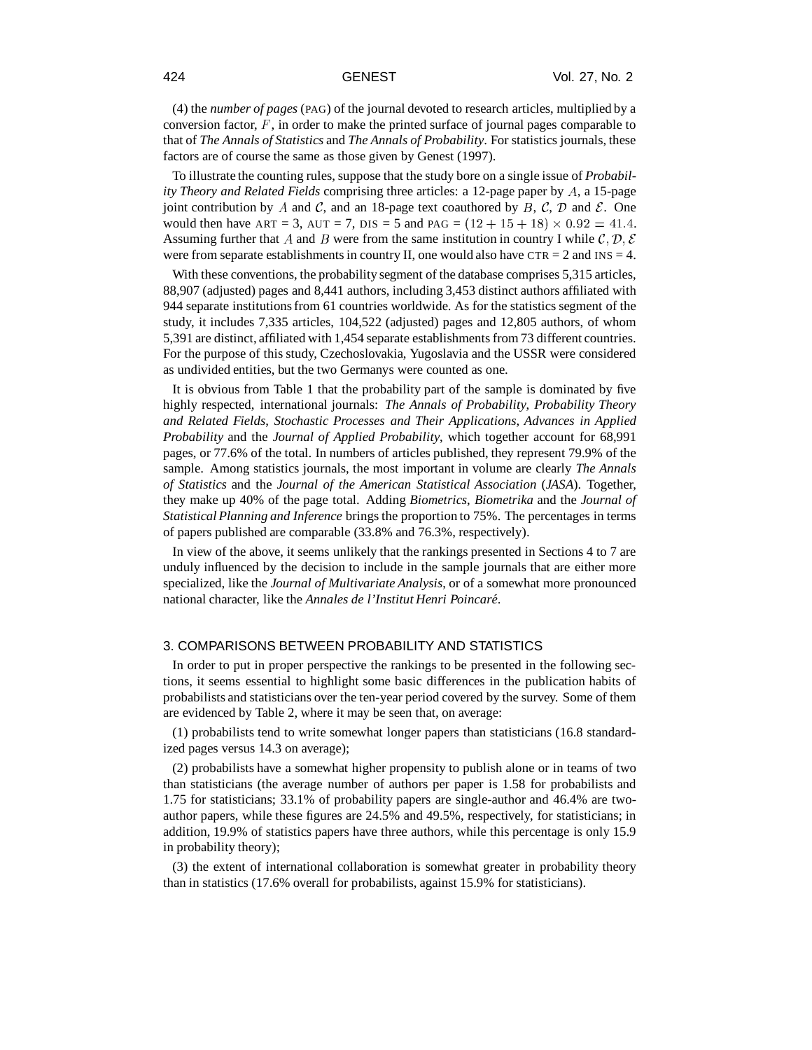(4) the *number of pages* (PAG) of the journal devoted to research articles, multiplied by a conversion factor, $F$, in order to make the printed surface of journal pages comparable to that of *The Annals of Statistics* and *The Annals of Probability*. For statistics journals, these factors are of course the same as those given by Genest (1997).

To illustrate the counting rules, suppose that the study bore on a single issue of *Probability Theory and Related Fields* comprising three articles: a 12-page paper by $A$, a 15-page joint contribution by $A$ and $\mathcal{C}$, and an 18-page text coauthored by $B$, $\mathcal{C}$, $\mathcal{D}$ and $\mathcal{E}$. One would then have ART = 3, AUT = 7, DIS = 5 and PAG = $(12 + 15 + 18) \times 0.92 = 41.4$. Assuming further that $A$ and $B$ were from the same institution in country I while $\mathcal{C}, \mathcal{D}, \mathcal{E}$ were from separate establishments in country II, one would also have CTR = 2 and INS = 4.

With these conventions, the probability segment of the database comprises 5,315 articles, 88,907 (adjusted) pages and 8,441 authors, including 3,453 distinct authors affiliated with 944 separate institutions from 61 countries worldwide. As for the statistics segment of the study, it includes 7,335 articles, 104,522 (adjusted) pages and 12,805 authors, of whom 5,391 are distinct, affiliated with 1,454 separate establishments from 73 different countries. For the purpose of this study, Czechoslovakia, Yugoslavia and the USSR were considered as undivided entities, but the two Germanys were counted as one.

It is obvious from Table 1 that the probability part of the sample is dominated by five highly respected, international journals: *The Annals of Probability*, *Probability Theory and Related Fields*, *Stochastic Processes and Their Applications*, *Advances in Applied Probability* and the *Journal of Applied Probability*, which together account for 68,991 pages, or 77.6% of the total. In numbers of articles published, they represent 79.9% of the sample. Among statistics journals, the most important in volume are clearly *The Annals of Statistics* and the *Journal of the American Statistical Association* (*JASA*). Together, they make up 40% of the page total. Adding *Biometrics*, *Biometrika* and the *Journal of Statistical Planning and Inference* brings the proportion to 75%. The percentages in terms of papers published are comparable (33.8% and 76.3%, respectively).

In view of the above, it seems unlikely that the rankings presented in Sections 4 to 7 are unduly influenced by the decision to include in the sample journals that are either more specialized, like the *Journal of Multivariate Analysis*, or of a somewhat more pronounced national character, like the *Annales de l'Institut Henri Poincaré*.

## 3. COMPARISONS BETWEEN PROBABILITY AND STATISTICS

In order to put in proper perspective the rankings to be presented in the following sections, it seems essential to highlight some basic differences in the publication habits of probabilists and statisticians over the ten-year period covered by the survey. Some of them are evidenced by Table 2, where it may be seen that, on average:

(1) probabilists tend to write somewhat longer papers than statisticians (16.8 standardized pages versus 14.3 on average);

(2) probabilists have a somewhat higher propensity to publish alone or in teams of two than statisticians (the average number of authors per paper is 1.58 for probabilists and 1.75 for statisticians; 33.1% of probability papers are single-author and 46.4% are two-author papers, while these figures are 24.5% and 49.5%, respectively, for statisticians; in addition, 19.9% of statistics papers have three authors, while this percentage is only 15.9 in probability theory);

(3) the extent of international collaboration is somewhat greater in probability theory than in statistics (17.6% overall for probabilists, against 15.9% for statisticians).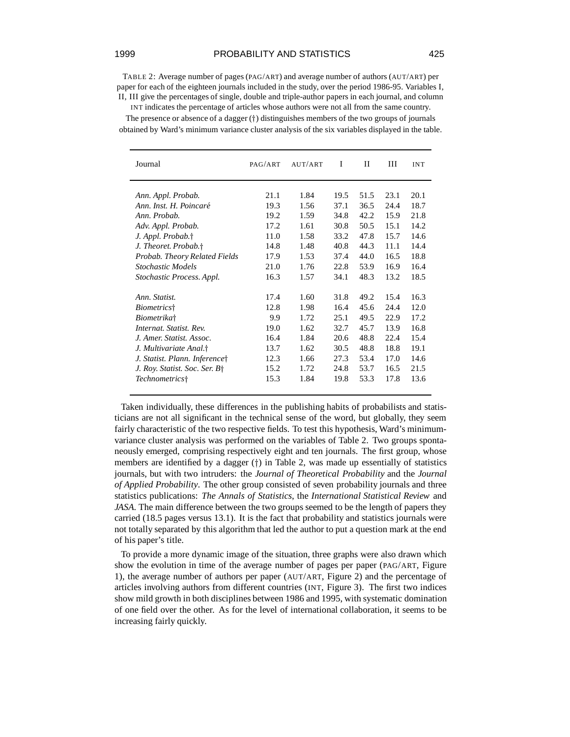TABLE 2: Average number of pages (PAG/ART) and average number of authors (AUT/ART) per paper for each of the eighteen journals included in the study, over the period 1986-95. Variables I, II, III give the percentages of single, double and triple-author papers in each journal, and column INT indicates the percentage of articles whose authors were not all from the same country. The presence or absence of a dagger (†) distinguishes members of the two groups of journals obtained by Ward's minimum variance cluster analysis of the six variables displayed in the table.

| Journal | PAG/ART | AUT/ART | I | II | III | INT |
|---|---|---|---|---|---|---|
| *Ann. Appl. Probab.* | 21.1 | 1.84 | 19.5 | 51.5 | 23.1 | 20.1 |
| *Ann. Inst. H. Poincaré* | 19.3 | 1.56 | 37.1 | 36.5 | 24.4 | 18.7 |
| *Ann. Probab.* | 19.2 | 1.59 | 34.8 | 42.2 | 15.9 | 21.8 |
| *Adv. Appl. Probab.* | 17.2 | 1.61 | 30.8 | 50.5 | 15.1 | 14.2 |
| *J. Appl. Probab.*† | 11.0 | 1.58 | 33.2 | 47.8 | 15.7 | 14.6 |
| *J. Theoret. Probab.*† | 14.8 | 1.48 | 40.8 | 44.3 | 11.1 | 14.4 |
| *Probab. Theory Related Fields* | 17.9 | 1.53 | 37.4 | 44.0 | 16.5 | 18.8 |
| *Stochastic Models* | 21.0 | 1.76 | 22.8 | 53.9 | 16.9 | 16.4 |
| *Stochastic Process. Appl.* | 16.3 | 1.57 | 34.1 | 48.3 | 13.2 | 18.5 |
| *Ann. Statist.* | 17.4 | 1.60 | 31.8 | 49.2 | 15.4 | 16.3 |
| *Biometrics*† | 12.8 | 1.98 | 16.4 | 45.6 | 24.4 | 12.0 |
| *Biometrika*† | 9.9 | 1.72 | 25.1 | 49.5 | 22.9 | 17.2 |
| *Internat. Statist. Rev.* | 19.0 | 1.62 | 32.7 | 45.7 | 13.9 | 16.8 |
| *J. Amer. Statist. Assoc.* | 16.4 | 1.84 | 20.6 | 48.8 | 22.4 | 15.4 |
| *J. Multivariate Anal.*† | 13.7 | 1.62 | 30.5 | 48.8 | 18.8 | 19.1 |
| *J. Statist. Plann. Inference*† | 12.3 | 1.66 | 27.3 | 53.4 | 17.0 | 14.6 |
| *J. Roy. Statist. Soc. Ser. B*† | 15.2 | 1.72 | 24.8 | 53.7 | 16.5 | 21.5 |
| *Technometrics*† | 15.3 | 1.84 | 19.8 | 53.3 | 17.8 | 13.6 |

Taken individually, these differences in the publishing habits of probabilists and statisticians are not all significant in the technical sense of the word, but globally, they seem fairly characteristic of the two respective fields. To test this hypothesis, Ward's minimum-variance cluster analysis was performed on the variables of Table 2. Two groups spontaneously emerged, comprising respectively eight and ten journals. The first group, whose members are identified by a dagger (†) in Table 2, was made up essentially of statistics journals, but with two intruders: the *Journal of Theoretical Probability* and the *Journal of Applied Probability*. The other group consisted of seven probability journals and three statistics publications: *The Annals of Statistics*, the *International Statistical Review* and *JASA*. The main difference between the two groups seemed to be the length of papers they carried (18.5 pages versus 13.1). It is the fact that probability and statistics journals were not totally separated by this algorithm that led the author to put a question mark at the end of his paper's title.

To provide a more dynamic image of the situation, three graphs were also drawn which show the evolution in time of the average number of pages per paper (PAG/ART, Figure 1), the average number of authors per paper (AUT/ART, Figure 2) and the percentage of articles involving authors from different countries (INT, Figure 3). The first two indices show mild growth in both disciplines between 1986 and 1995, with systematic domination of one field over the other. As for the level of international collaboration, it seems to be increasing fairly quickly.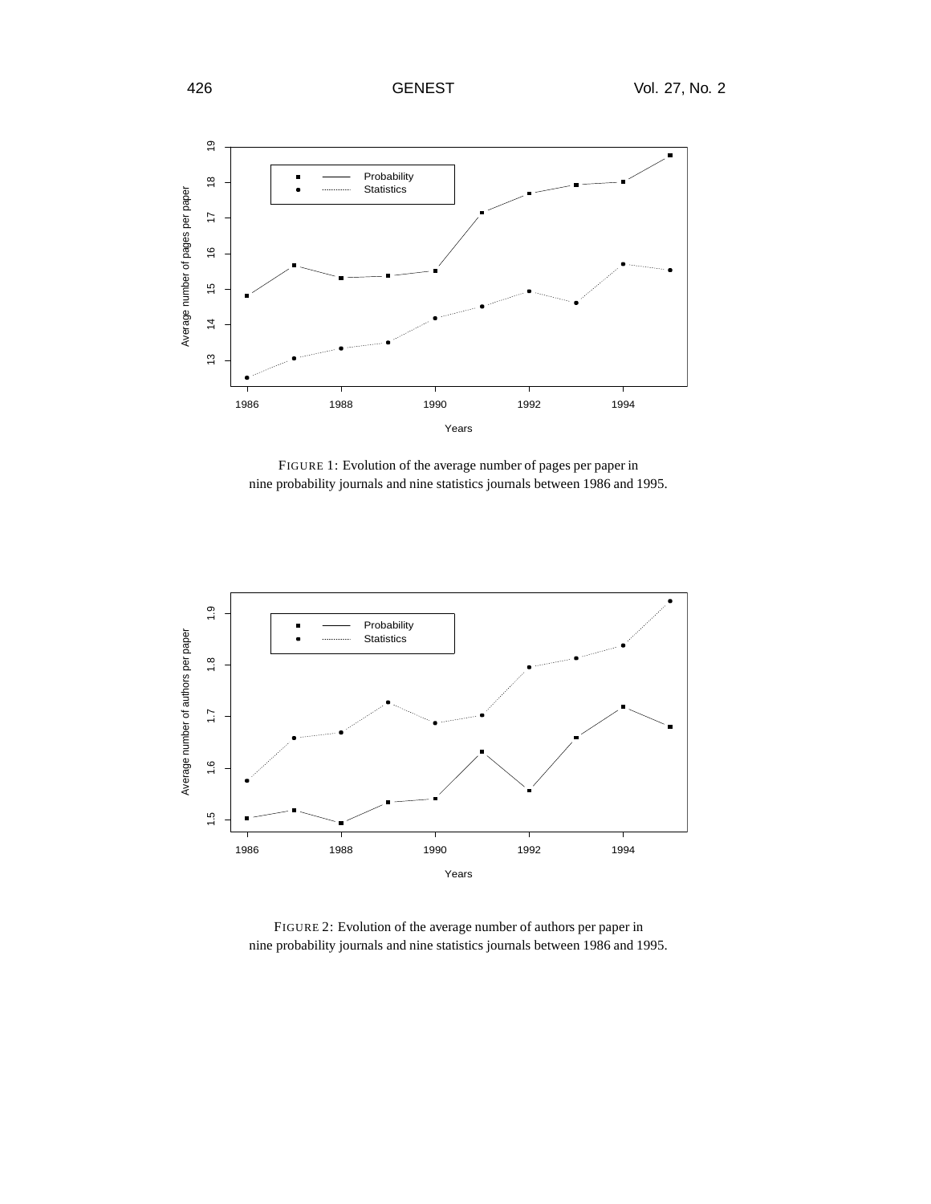FIGURE 1: Evolution of the average number of pages per paper in nine probability journals and nine statistics journals between 1986 and 1995.

FIGURE 2: Evolution of the average number of authors per paper in nine probability journals and nine statistics journals between 1986 and 1995.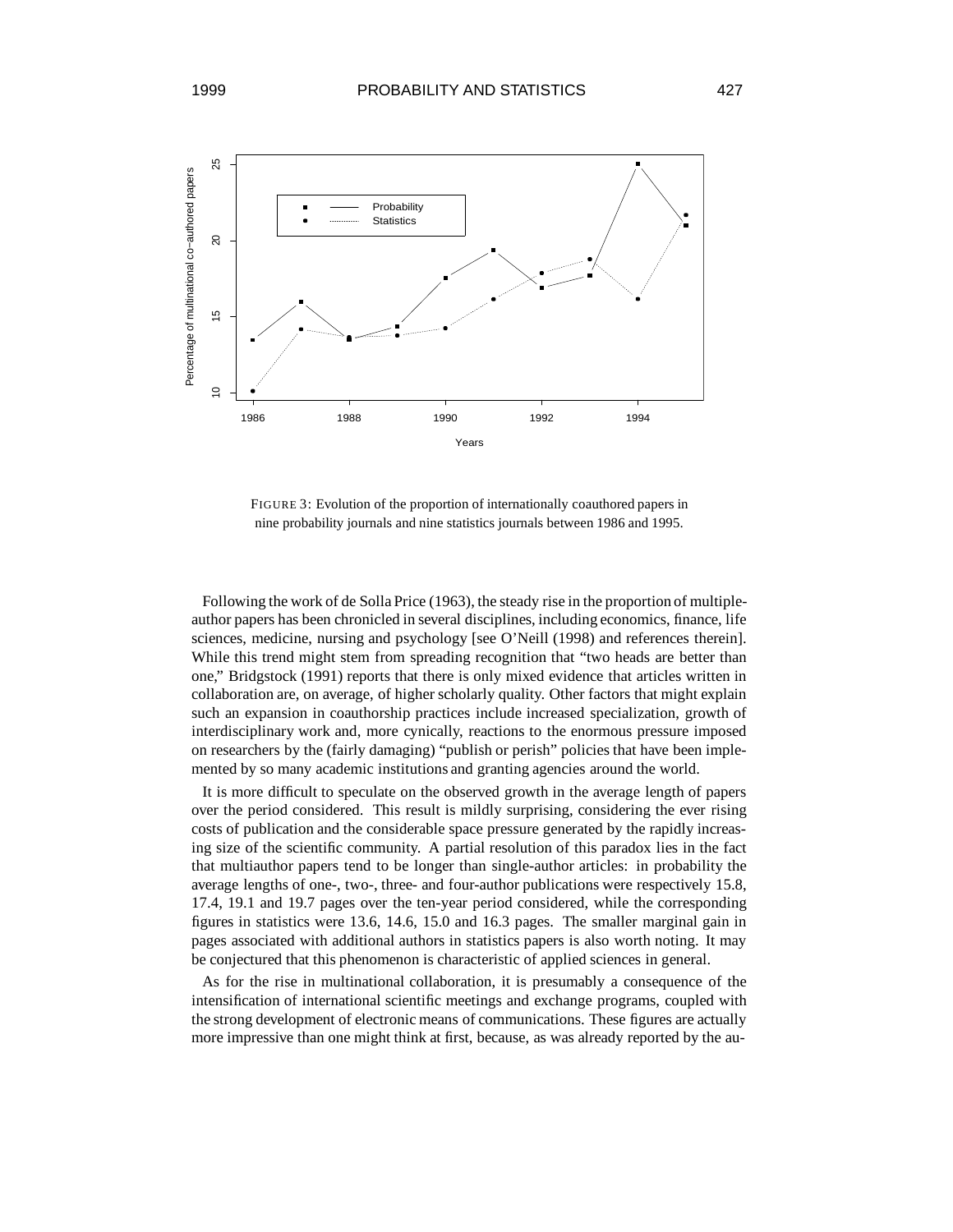FIGURE 3: Evolution of the proportion of internationally coauthored papers in nine probability journals and nine statistics journals between 1986 and 1995.

Following the work of de Solla Price (1963), the steady rise in the proportion of multiple-author papers has been chronicled in several disciplines, including economics, finance, life sciences, medicine, nursing and psychology [see O'Neill (1998) and references therein]. While this trend might stem from spreading recognition that "two heads are better than one," Bridgstock (1991) reports that there is only mixed evidence that articles written in collaboration are, on average, of higher scholarly quality. Other factors that might explain such an expansion in coauthorship practices include increased specialization, growth of interdisciplinary work and, more cynically, reactions to the enormous pressure imposed on researchers by the (fairly damaging) "publish or perish" policies that have been implemented by so many academic institutions and granting agencies around the world.

It is more difficult to speculate on the observed growth in the average length of papers over the period considered. This result is mildly surprising, considering the ever rising costs of publication and the considerable space pressure generated by the rapidly increasing size of the scientific community. A partial resolution of this paradox lies in the fact that multiauthor papers tend to be longer than single-author articles: in probability the average lengths of one-, two-, three- and four-author publications were respectively 15.8, 17.4, 19.1 and 19.7 pages over the ten-year period considered, while the corresponding figures in statistics were 13.6, 14.6, 15.0 and 16.3 pages. The smaller marginal gain in pages associated with additional authors in statistics papers is also worth noting. It may be conjectured that this phenomenon is characteristic of applied sciences in general.

As for the rise in multinational collaboration, it is presumably a consequence of the intensification of international scientific meetings and exchange programs, coupled with the strong development of electronic means of communications. These figures are actually more impressive than one might think at first, because, as was already reported by the au-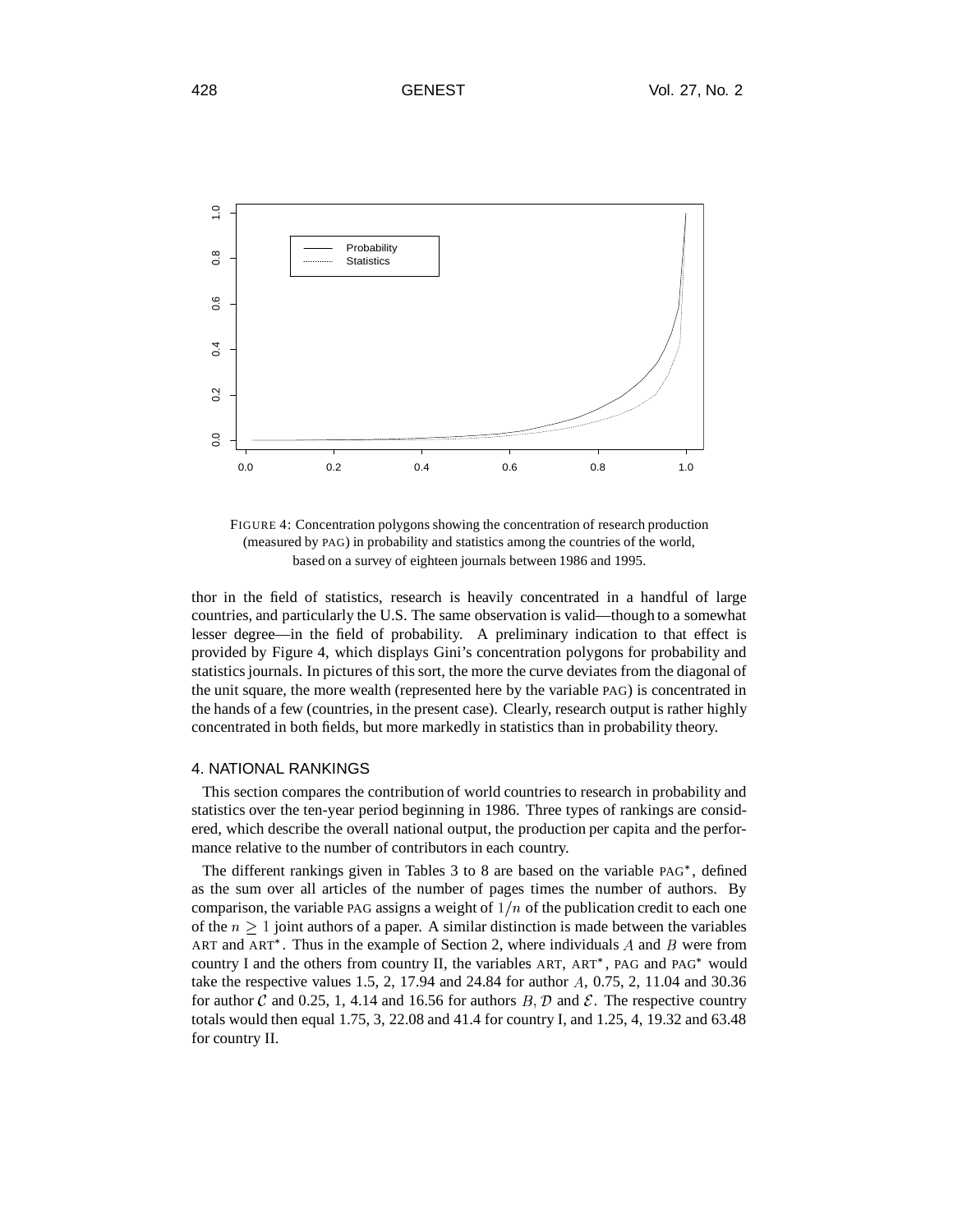FIGURE 4: Concentration polygons showing the concentration of research production (measured by PAG) in probability and statistics among the countries of the world, based on a survey of eighteen journals between 1986 and 1995.

thor in the field of statistics, research is heavily concentrated in a handful of large countries, and particularly the U.S. The same observation is valid—though to a somewhat lesser degree—in the field of probability. A preliminary indication to that effect is provided by Figure 4, which displays Gini's concentration polygons for probability and statistics journals. In pictures of this sort, the more the curve deviates from the diagonal of the unit square, the more wealth (represented here by the variable PAG) is concentrated in the hands of a few (countries, in the present case). Clearly, research output is rather highly concentrated in both fields, but more markedly in statistics than in probability theory.

## 4. NATIONAL RANKINGS

This section compares the contribution of world countries to research in probability and statistics over the ten-year period beginning in 1986. Three types of rankings are considered, which describe the overall national output, the production per capita and the performance relative to the number of contributors in each country.

The different rankings given in Tables 3 to 8 are based on the variable PAG*, defined as the sum over all articles of the number of pages times the number of authors. By comparison, the variable PAG assigns a weight of $1/n$ of the publication credit to each one of the $n \geq 1$ joint authors of a paper. A similar distinction is made between the variables ART and ART*. Thus in the example of Section 2, where individuals $A$ and $B$ were from country I and the others from country II, the variables ART, ART*, PAG and PAG* would take the respective values 1.5, 2, 17.94 and 24.84 for author $A$, 0.75, 2, 11.04 and 30.36 for author $\mathcal{C}$ and 0.25, 1, 4.14 and 16.56 for authors $B, \mathcal{D}$ and $\mathcal{E}$. The respective country totals would then equal 1.75, 3, 22.08 and 41.4 for country I, and 1.25, 4, 19.32 and 63.48 for country II.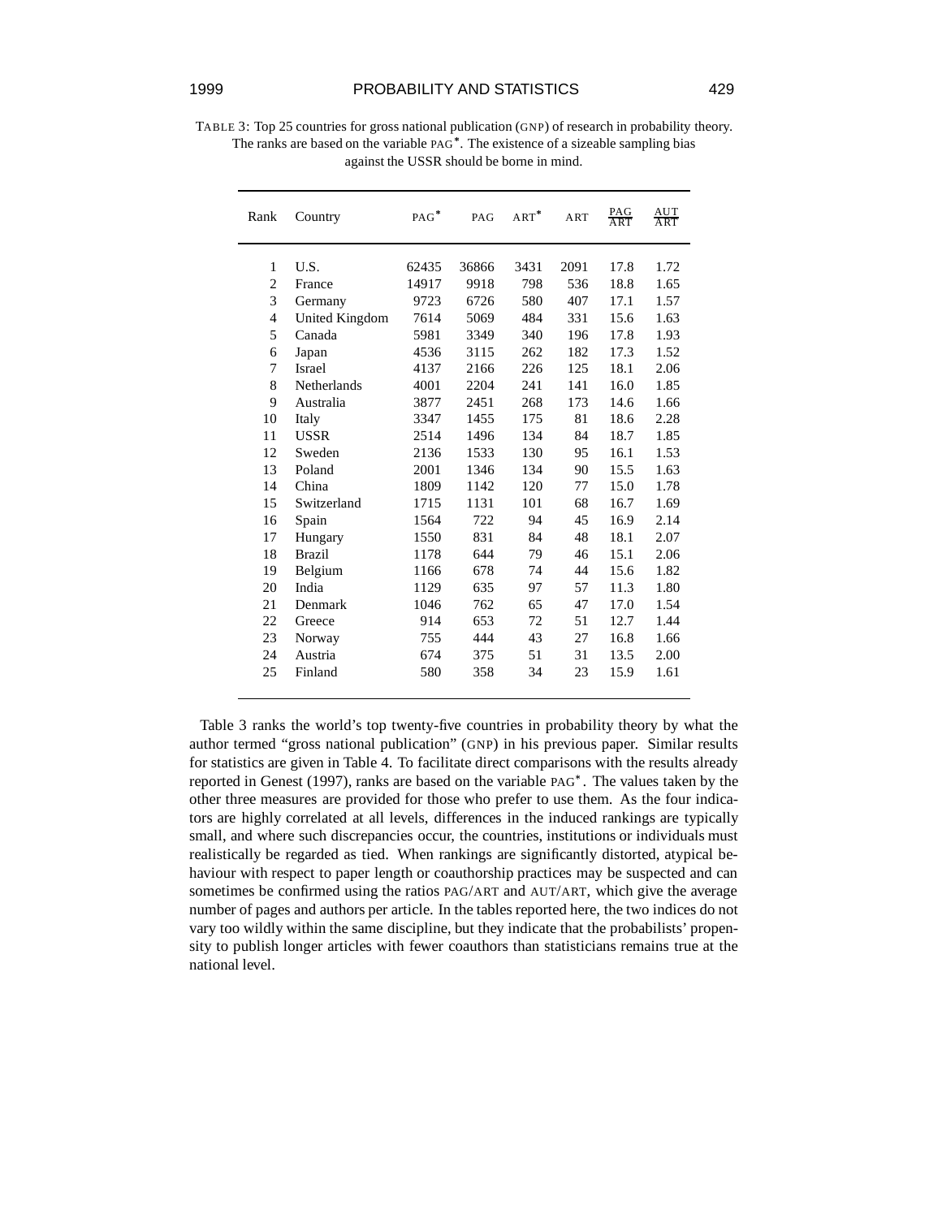TABLE 3: Top 25 countries for gross national publication (GNP) of research in probability theory. The ranks are based on the variable PAG*. The existence of a sizeable sampling bias against the USSR should be borne in mind.

| Rank | Country | PAG* | PAG | ART* | ART | PAG/ART | AUT/ART |
|---|---|---|---|---|---|---|---|
| 1 | U.S. | 62435 | 36866 | 3431 | 2091 | 17.8 | 1.72 |
| 2 | France | 14917 | 9918 | 798 | 536 | 18.8 | 1.65 |
| 3 | Germany | 9723 | 6726 | 580 | 407 | 17.1 | 1.57 |
| 4 | United Kingdom | 7614 | 5069 | 484 | 331 | 15.6 | 1.63 |
| 5 | Canada | 5981 | 3349 | 340 | 196 | 17.8 | 1.93 |
| 6 | Japan | 4536 | 3115 | 262 | 182 | 17.3 | 1.52 |
| 7 | Israel | 4137 | 2166 | 226 | 125 | 18.1 | 2.06 |
| 8 | Netherlands | 4001 | 2204 | 241 | 141 | 16.0 | 1.85 |
| 9 | Australia | 3877 | 2451 | 268 | 173 | 14.6 | 1.66 |
| 10 | Italy | 3347 | 1455 | 175 | 81 | 18.6 | 2.28 |
| 11 | USSR | 2514 | 1496 | 134 | 84 | 18.7 | 1.85 |
| 12 | Sweden | 2136 | 1533 | 130 | 95 | 16.1 | 1.53 |
| 13 | Poland | 2001 | 1346 | 134 | 90 | 15.5 | 1.63 |
| 14 | China | 1809 | 1142 | 120 | 77 | 15.0 | 1.78 |
| 15 | Switzerland | 1715 | 1131 | 101 | 68 | 16.7 | 1.69 |
| 16 | Spain | 1564 | 722 | 94 | 45 | 16.9 | 2.14 |
| 17 | Hungary | 1550 | 831 | 84 | 48 | 18.1 | 2.07 |
| 18 | Brazil | 1178 | 644 | 79 | 46 | 15.1 | 2.06 |
| 19 | Belgium | 1166 | 678 | 74 | 44 | 15.6 | 1.82 |
| 20 | India | 1129 | 635 | 97 | 57 | 11.3 | 1.80 |
| 21 | Denmark | 1046 | 762 | 65 | 47 | 17.0 | 1.54 |
| 22 | Greece | 914 | 653 | 72 | 51 | 12.7 | 1.44 |
| 23 | Norway | 755 | 444 | 43 | 27 | 16.8 | 1.66 |
| 24 | Austria | 674 | 375 | 51 | 31 | 13.5 | 2.00 |
| 25 | Finland | 580 | 358 | 34 | 23 | 15.9 | 1.61 |

Table 3 ranks the world's top twenty-five countries in probability theory by what the author termed "gross national publication" (GNP) in his previous paper. Similar results for statistics are given in Table 4. To facilitate direct comparisons with the results already reported in Genest (1997), ranks are based on the variable PAG*. The values taken by the other three measures are provided for those who prefer to use them. As the four indicators are highly correlated at all levels, differences in the induced rankings are typically small, and where such discrepancies occur, the countries, institutions or individuals must realistically be regarded as tied. When rankings are significantly distorted, atypical behaviour with respect to paper length or coauthorship practices may be suspected and can sometimes be confirmed using the ratios PAG/ART and AUT/ART, which give the average number of pages and authors per article. In the tables reported here, the two indices do not vary too wildly within the same discipline, but they indicate that the probabilists' propensity to publish longer articles with fewer coauthors than statisticians remains true at the national level.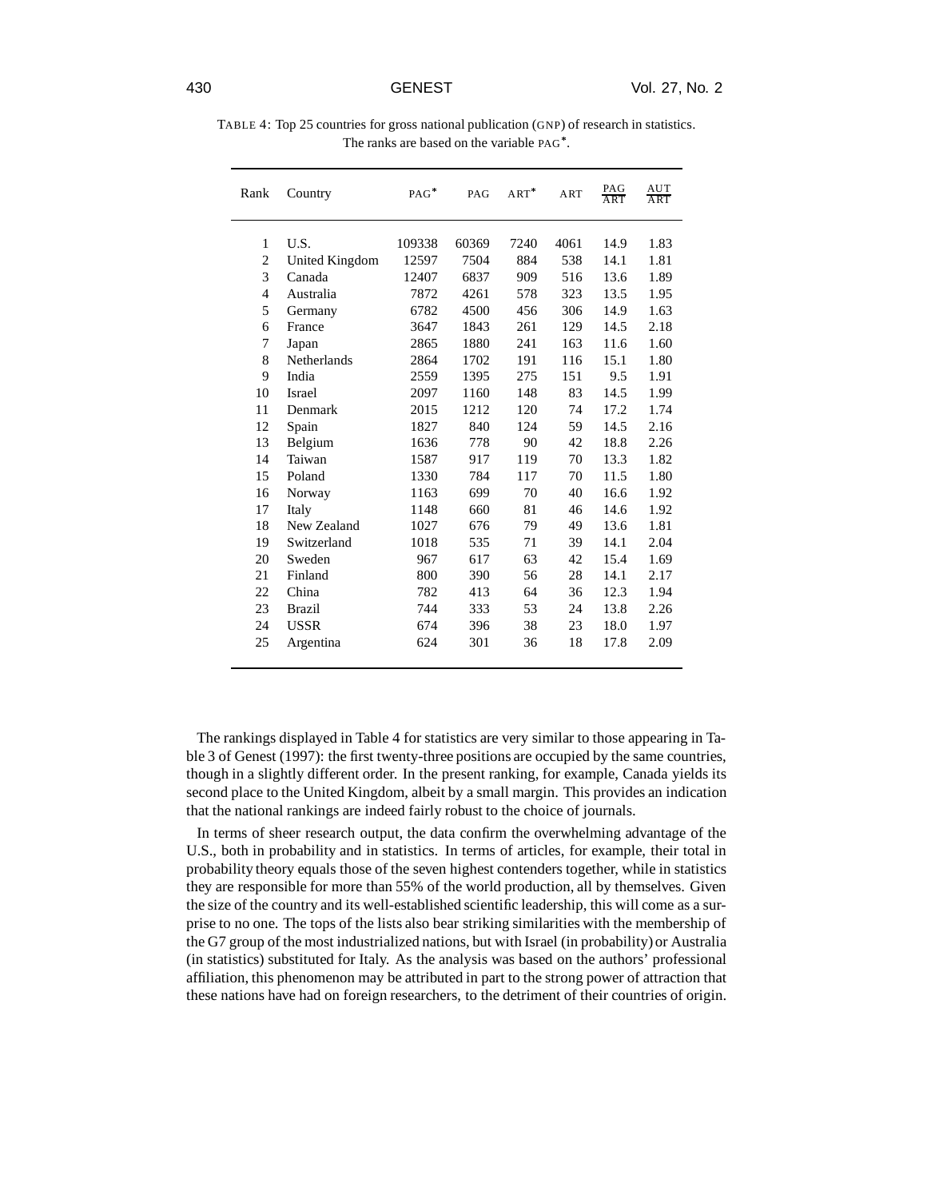TABLE 4: Top 25 countries for gross national publication (GNP) of research in statistics. The ranks are based on the variable PAG*.

| Rank | Country | PAG* | PAG | ART* | ART | $\frac{\text{PAG}}{\text{ART}}$ | $\frac{\text{AUT}}{\text{ART}}$ |
|---|---|---|---|---|---|---|---|
| 1 | U.S. | 109338 | 60369 | 7240 | 4061 | 14.9 | 1.83 |
| 2 | United Kingdom | 12597 | 7504 | 884 | 538 | 14.1 | 1.81 |
| 3 | Canada | 12407 | 6837 | 909 | 516 | 13.6 | 1.89 |
| 4 | Australia | 7872 | 4261 | 578 | 323 | 13.5 | 1.95 |
| 5 | Germany | 6782 | 4500 | 456 | 306 | 14.9 | 1.63 |
| 6 | France | 3647 | 1843 | 261 | 129 | 14.5 | 2.18 |
| 7 | Japan | 2865 | 1880 | 241 | 163 | 11.6 | 1.60 |
| 8 | Netherlands | 2864 | 1702 | 191 | 116 | 15.1 | 1.80 |
| 9 | India | 2559 | 1395 | 275 | 151 | 9.5 | 1.91 |
| 10 | Israel | 2097 | 1160 | 148 | 83 | 14.5 | 1.99 |
| 11 | Denmark | 2015 | 1212 | 120 | 74 | 17.2 | 1.74 |
| 12 | Spain | 1827 | 840 | 124 | 59 | 14.5 | 2.16 |
| 13 | Belgium | 1636 | 778 | 90 | 42 | 18.8 | 2.26 |
| 14 | Taiwan | 1587 | 917 | 119 | 70 | 13.3 | 1.82 |
| 15 | Poland | 1330 | 784 | 117 | 70 | 11.5 | 1.80 |
| 16 | Norway | 1163 | 699 | 70 | 40 | 16.6 | 1.92 |
| 17 | Italy | 1148 | 660 | 81 | 46 | 14.6 | 1.92 |
| 18 | New Zealand | 1027 | 676 | 79 | 49 | 13.6 | 1.81 |
| 19 | Switzerland | 1018 | 535 | 71 | 39 | 14.1 | 2.04 |
| 20 | Sweden | 967 | 617 | 63 | 42 | 15.4 | 1.69 |
| 21 | Finland | 800 | 390 | 56 | 28 | 14.1 | 2.17 |
| 22 | China | 782 | 413 | 64 | 36 | 12.3 | 1.94 |
| 23 | Brazil | 744 | 333 | 53 | 24 | 13.8 | 2.26 |
| 24 | USSR | 674 | 396 | 38 | 23 | 18.0 | 1.97 |
| 25 | Argentina | 624 | 301 | 36 | 18 | 17.8 | 2.09 |

The rankings displayed in Table 4 for statistics are very similar to those appearing in Table 3 of Genest (1997): the first twenty-three positions are occupied by the same countries, though in a slightly different order. In the present ranking, for example, Canada yields its second place to the United Kingdom, albeit by a small margin. This provides an indication that the national rankings are indeed fairly robust to the choice of journals.

In terms of sheer research output, the data confirm the overwhelming advantage of the U.S., both in probability and in statistics. In terms of articles, for example, their total in probability theory equals those of the seven highest contenders together, while in statistics they are responsible for more than 55% of the world production, all by themselves. Given the size of the country and its well-established scientific leadership, this will come as a surprise to no one. The tops of the lists also bear striking similarities with the membership of the G7 group of the most industrialized nations, but with Israel (in probability) or Australia (in statistics) substituted for Italy. As the analysis was based on the authors' professional affiliation, this phenomenon may be attributed in part to the strong power of attraction that these nations have had on foreign researchers, to the detriment of their countries of origin.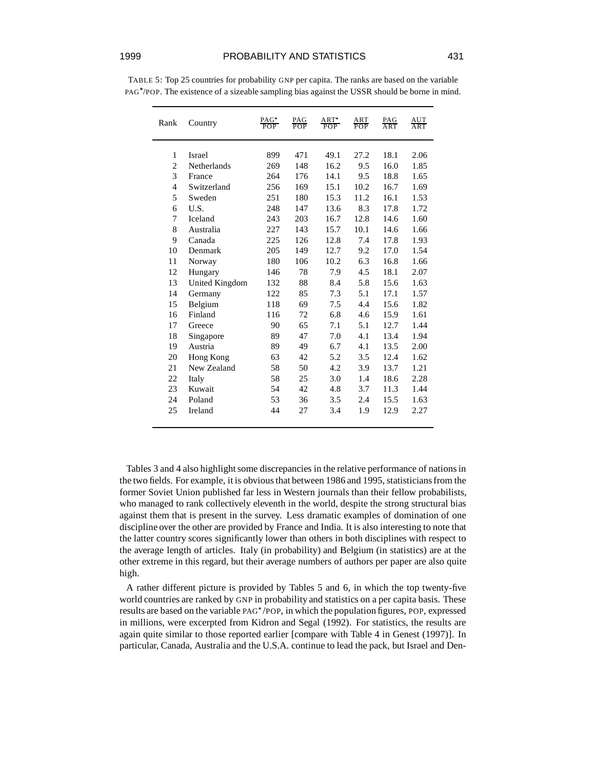TABLE 5: Top 25 countries for probability GNP per capita. The ranks are based on the variable PAG*/POP. The existence of a sizeable sampling bias against the USSR should be borne in mind.

| Rank | Country | PAG*/POP | PAG/POP | ART*/POP | ART/POP | PAG/ART | AUT/ART |
|---|---|---|---|---|---|---|---|
| 1 | Israel | 899 | 471 | 49.1 | 27.2 | 18.1 | 2.06 |
| 2 | Netherlands | 269 | 148 | 16.2 | 9.5 | 16.0 | 1.85 |
| 3 | France | 264 | 176 | 14.1 | 9.5 | 18.8 | 1.65 |
| 4 | Switzerland | 256 | 169 | 15.1 | 10.2 | 16.7 | 1.69 |
| 5 | Sweden | 251 | 180 | 15.3 | 11.2 | 16.1 | 1.53 |
| 6 | U.S. | 248 | 147 | 13.6 | 8.3 | 17.8 | 1.72 |
| 7 | Iceland | 243 | 203 | 16.7 | 12.8 | 14.6 | 1.60 |
| 8 | Australia | 227 | 143 | 15.7 | 10.1 | 14.6 | 1.66 |
| 9 | Canada | 225 | 126 | 12.8 | 7.4 | 17.8 | 1.93 |
| 10 | Denmark | 205 | 149 | 12.7 | 9.2 | 17.0 | 1.54 |
| 11 | Norway | 180 | 106 | 10.2 | 6.3 | 16.8 | 1.66 |
| 12 | Hungary | 146 | 78 | 7.9 | 4.5 | 18.1 | 2.07 |
| 13 | United Kingdom | 132 | 88 | 8.4 | 5.8 | 15.6 | 1.63 |
| 14 | Germany | 122 | 85 | 7.3 | 5.1 | 17.1 | 1.57 |
| 15 | Belgium | 118 | 69 | 7.5 | 4.4 | 15.6 | 1.82 |
| 16 | Finland | 116 | 72 | 6.8 | 4.6 | 15.9 | 1.61 |
| 17 | Greece | 90 | 65 | 7.1 | 5.1 | 12.7 | 1.44 |
| 18 | Singapore | 89 | 47 | 7.0 | 4.1 | 13.4 | 1.94 |
| 19 | Austria | 89 | 49 | 6.7 | 4.1 | 13.5 | 2.00 |
| 20 | Hong Kong | 63 | 42 | 5.2 | 3.5 | 12.4 | 1.62 |
| 21 | New Zealand | 58 | 50 | 4.2 | 3.9 | 13.7 | 1.21 |
| 22 | Italy | 58 | 25 | 3.0 | 1.4 | 18.6 | 2.28 |
| 23 | Kuwait | 54 | 42 | 4.8 | 3.7 | 11.3 | 1.44 |
| 24 | Poland | 53 | 36 | 3.5 | 2.4 | 15.5 | 1.63 |
| 25 | Ireland | 44 | 27 | 3.4 | 1.9 | 12.9 | 2.27 |

Tables 3 and 4 also highlight some discrepancies in the relative performance of nations in the two fields. For example, it is obvious that between 1986 and 1995, statisticians from the former Soviet Union published far less in Western journals than their fellow probabilists, who managed to rank collectively eleventh in the world, despite the strong structural bias against them that is present in the survey. Less dramatic examples of domination of one discipline over the other are provided by France and India. It is also interesting to note that the latter country scores significantly lower than others in both disciplines with respect to the average length of articles. Italy (in probability) and Belgium (in statistics) are at the other extreme in this regard, but their average numbers of authors per paper are also quite high.

A rather different picture is provided by Tables 5 and 6, in which the top twenty-five world countries are ranked by GNP in probability and statistics on a per capita basis. These results are based on the variable PAG*/POP, in which the population figures, POP, expressed in millions, were excerpted from Kidron and Segal (1992). For statistics, the results are again quite similar to those reported earlier [compare with Table 4 in Genest (1997)]. In particular, Canada, Australia and the U.S.A. continue to lead the pack, but Israel and Den-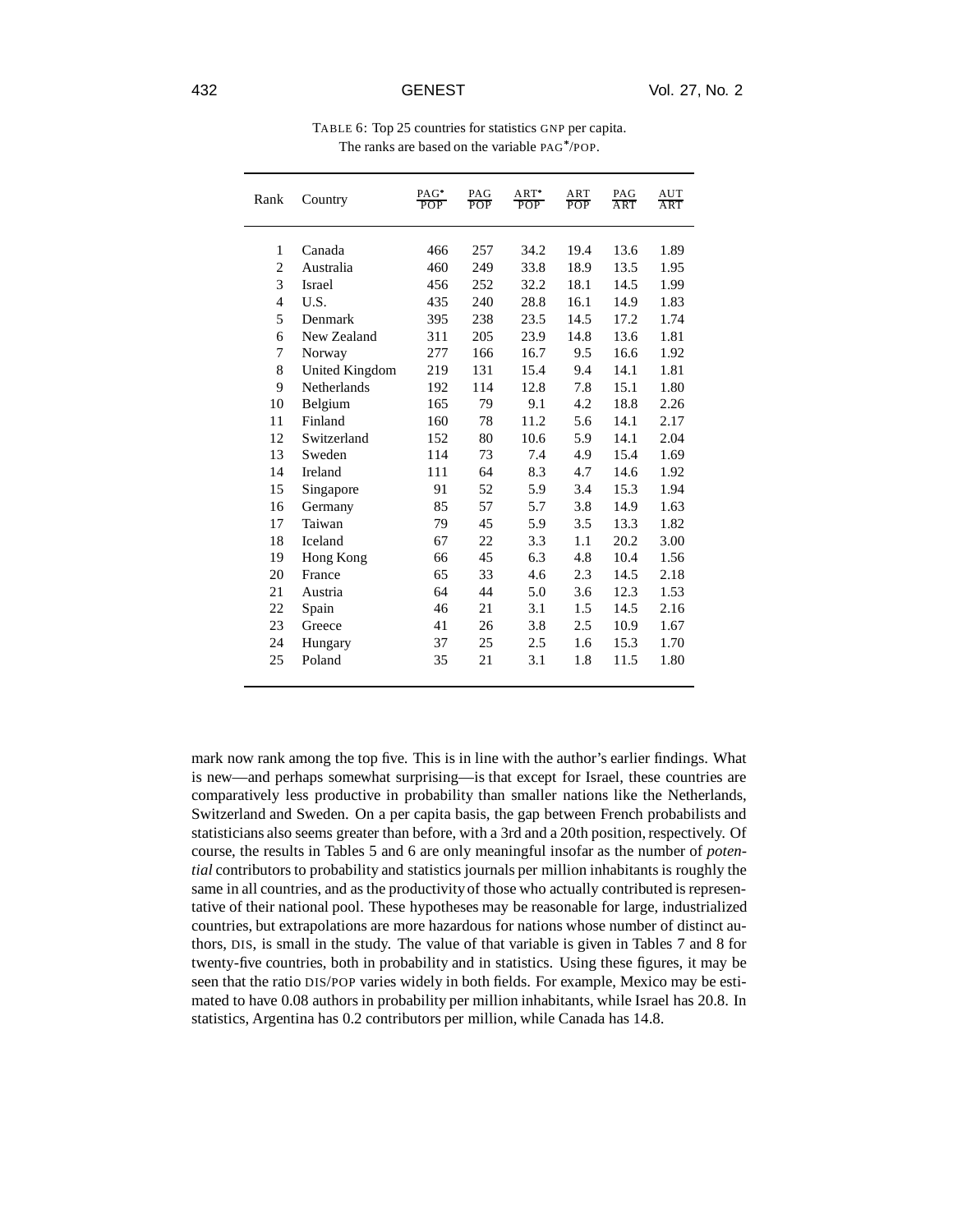TABLE 6: Top 25 countries for statistics GNP per capita.
The ranks are based on the variable PAG*/POP.

| Rank | Country | $\frac{\text{PAG}^\bullet}{\text{POP}}$ | $\frac{\text{PAG}}{\text{POP}}$ | $\frac{\text{ART}^\bullet}{\text{POP}}$ | $\frac{\text{ART}}{\text{POP}}$ | $\frac{\text{PAG}}{\text{ART}}$ | $\frac{\text{AUT}}{\text{ART}}$ |
|---|---|---|---|---|---|---|---|
| 1 | Canada | 466 | 257 | 34.2 | 19.4 | 13.6 | 1.89 |
| 2 | Australia | 460 | 249 | 33.8 | 18.9 | 13.5 | 1.95 |
| 3 | Israel | 456 | 252 | 32.2 | 18.1 | 14.5 | 1.99 |
| 4 | U.S. | 435 | 240 | 28.8 | 16.1 | 14.9 | 1.83 |
| 5 | Denmark | 395 | 238 | 23.5 | 14.5 | 17.2 | 1.74 |
| 6 | New Zealand | 311 | 205 | 23.9 | 14.8 | 13.6 | 1.81 |
| 7 | Norway | 277 | 166 | 16.7 | 9.5 | 16.6 | 1.92 |
| 8 | United Kingdom | 219 | 131 | 15.4 | 9.4 | 14.1 | 1.81 |
| 9 | Netherlands | 192 | 114 | 12.8 | 7.8 | 15.1 | 1.80 |
| 10 | Belgium | 165 | 79 | 9.1 | 4.2 | 18.8 | 2.26 |
| 11 | Finland | 160 | 78 | 11.2 | 5.6 | 14.1 | 2.17 |
| 12 | Switzerland | 152 | 80 | 10.6 | 5.9 | 14.1 | 2.04 |
| 13 | Sweden | 114 | 73 | 7.4 | 4.9 | 15.4 | 1.69 |
| 14 | Ireland | 111 | 64 | 8.3 | 4.7 | 14.6 | 1.92 |
| 15 | Singapore | 91 | 52 | 5.9 | 3.4 | 15.3 | 1.94 |
| 16 | Germany | 85 | 57 | 5.7 | 3.8 | 14.9 | 1.63 |
| 17 | Taiwan | 79 | 45 | 5.9 | 3.5 | 13.3 | 1.82 |
| 18 | Iceland | 67 | 22 | 3.3 | 1.1 | 20.2 | 3.00 |
| 19 | Hong Kong | 66 | 45 | 6.3 | 4.8 | 10.4 | 1.56 |
| 20 | France | 65 | 33 | 4.6 | 2.3 | 14.5 | 2.18 |
| 21 | Austria | 64 | 44 | 5.0 | 3.6 | 12.3 | 1.53 |
| 22 | Spain | 46 | 21 | 3.1 | 1.5 | 14.5 | 2.16 |
| 23 | Greece | 41 | 26 | 3.8 | 2.5 | 10.9 | 1.67 |
| 24 | Hungary | 37 | 25 | 2.5 | 1.6 | 15.3 | 1.70 |
| 25 | Poland | 35 | 21 | 3.1 | 1.8 | 11.5 | 1.80 |

mark now rank among the top five. This is in line with the author's earlier findings. What is new—and perhaps somewhat surprising—is that except for Israel, these countries are comparatively less productive in probability than smaller nations like the Netherlands, Switzerland and Sweden. On a per capita basis, the gap between French probabilists and statisticians also seems greater than before, with a 3rd and a 20th position, respectively. Of course, the results in Tables 5 and 6 are only meaningful insofar as the number of *potential* contributors to probability and statistics journals per million inhabitants is roughly the same in all countries, and as the productivity of those who actually contributed is representative of their national pool. These hypotheses may be reasonable for large, industrialized countries, but extrapolations are more hazardous for nations whose number of distinct authors, DIS, is small in the study. The value of that variable is given in Tables 7 and 8 for twenty-five countries, both in probability and in statistics. Using these figures, it may be seen that the ratio DIS/POP varies widely in both fields. For example, Mexico may be estimated to have 0.08 authors in probability per million inhabitants, while Israel has 20.8. In statistics, Argentina has 0.2 contributors per million, while Canada has 14.8.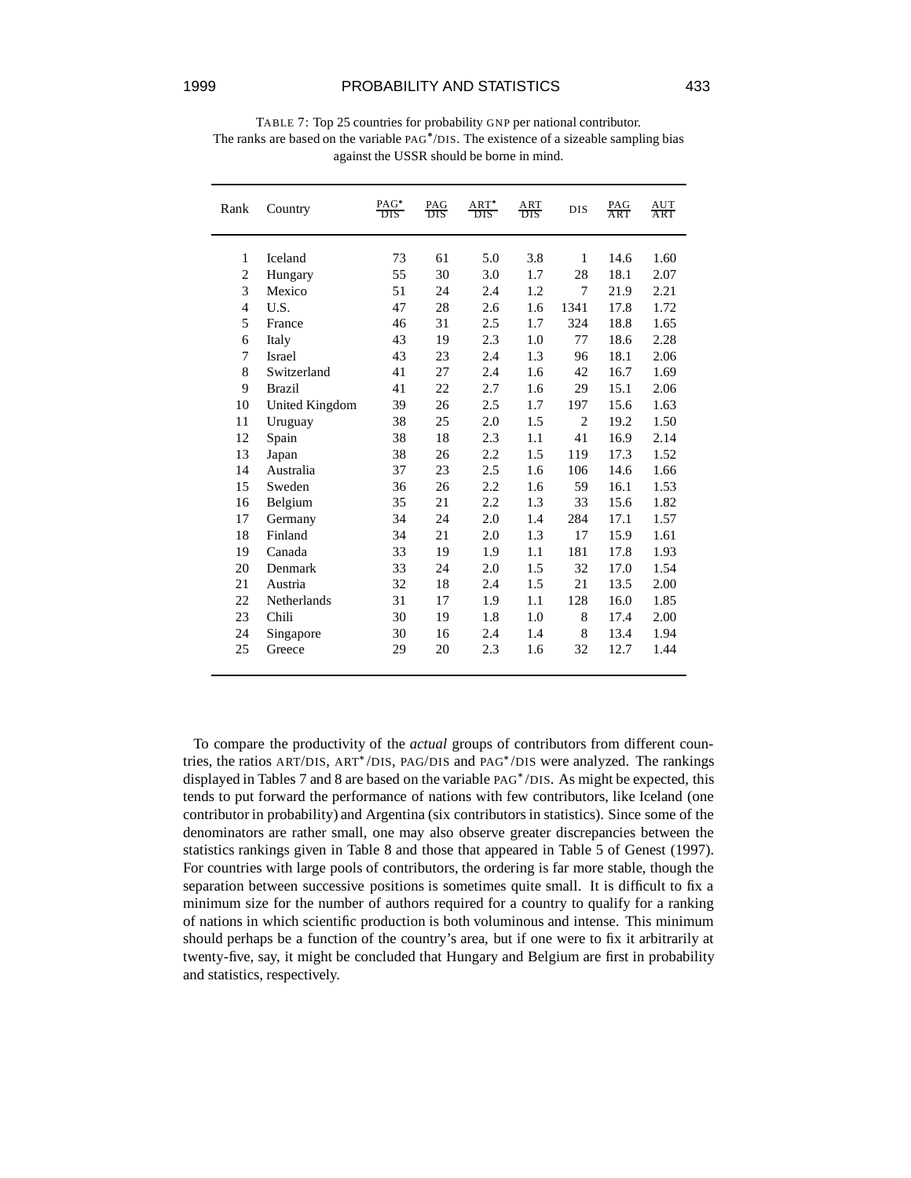TABLE 7: Top 25 countries for probability GNP per national contributor. The ranks are based on the variable PAG*/DIS. The existence of a sizeable sampling bias against the USSR should be borne in mind.

| Rank | Country | PAG*/DIS | PAG/DIS | ART*/DIS | ART/DIS | DIS | PAG/ART | AUT/ART |
|---|---|---|---|---|---|---|---|---|
| 1 | Iceland | 73 | 61 | 5.0 | 3.8 | 1 | 14.6 | 1.60 |
| 2 | Hungary | 55 | 30 | 3.0 | 1.7 | 28 | 18.1 | 2.07 |
| 3 | Mexico | 51 | 24 | 2.4 | 1.2 | 7 | 21.9 | 2.21 |
| 4 | U.S. | 47 | 28 | 2.6 | 1.6 | 1341 | 17.8 | 1.72 |
| 5 | France | 46 | 31 | 2.5 | 1.7 | 324 | 18.8 | 1.65 |
| 6 | Italy | 43 | 19 | 2.3 | 1.0 | 77 | 18.6 | 2.28 |
| 7 | Israel | 43 | 23 | 2.4 | 1.3 | 96 | 18.1 | 2.06 |
| 8 | Switzerland | 41 | 27 | 2.4 | 1.6 | 42 | 16.7 | 1.69 |
| 9 | Brazil | 41 | 22 | 2.7 | 1.6 | 29 | 15.1 | 2.06 |
| 10 | United Kingdom | 39 | 26 | 2.5 | 1.7 | 197 | 15.6 | 1.63 |
| 11 | Uruguay | 38 | 25 | 2.0 | 1.5 | 2 | 19.2 | 1.50 |
| 12 | Spain | 38 | 18 | 2.3 | 1.1 | 41 | 16.9 | 2.14 |
| 13 | Japan | 38 | 26 | 2.2 | 1.5 | 119 | 17.3 | 1.52 |
| 14 | Australia | 37 | 23 | 2.5 | 1.6 | 106 | 14.6 | 1.66 |
| 15 | Sweden | 36 | 26 | 2.2 | 1.6 | 59 | 16.1 | 1.53 |
| 16 | Belgium | 35 | 21 | 2.2 | 1.3 | 33 | 15.6 | 1.82 |
| 17 | Germany | 34 | 24 | 2.0 | 1.4 | 284 | 17.1 | 1.57 |
| 18 | Finland | 34 | 21 | 2.0 | 1.3 | 17 | 15.9 | 1.61 |
| 19 | Canada | 33 | 19 | 1.9 | 1.1 | 181 | 17.8 | 1.93 |
| 20 | Denmark | 33 | 24 | 2.0 | 1.5 | 32 | 17.0 | 1.54 |
| 21 | Austria | 32 | 18 | 2.4 | 1.5 | 21 | 13.5 | 2.00 |
| 22 | Netherlands | 31 | 17 | 1.9 | 1.1 | 128 | 16.0 | 1.85 |
| 23 | Chili | 30 | 19 | 1.8 | 1.0 | 8 | 17.4 | 2.00 |
| 24 | Singapore | 30 | 16 | 2.4 | 1.4 | 8 | 13.4 | 1.94 |
| 25 | Greece | 29 | 20 | 2.3 | 1.6 | 32 | 12.7 | 1.44 |

To compare the productivity of the *actual* groups of contributors from different countries, the ratios ART/DIS, ART*/DIS, PAG/DIS and PAG*/DIS were analyzed. The rankings displayed in Tables 7 and 8 are based on the variable PAG*/DIS. As might be expected, this tends to put forward the performance of nations with few contributors, like Iceland (one contributor in probability) and Argentina (six contributors in statistics). Since some of the denominators are rather small, one may also observe greater discrepancies between the statistics rankings given in Table 8 and those that appeared in Table 5 of Genest (1997). For countries with large pools of contributors, the ordering is far more stable, though the separation between successive positions is sometimes quite small. It is difficult to fix a minimum size for the number of authors required for a country to qualify for a ranking of nations in which scientific production is both voluminous and intense. This minimum should perhaps be a function of the country's area, but if one were to fix it arbitrarily at twenty-five, say, it might be concluded that Hungary and Belgium are first in probability and statistics, respectively.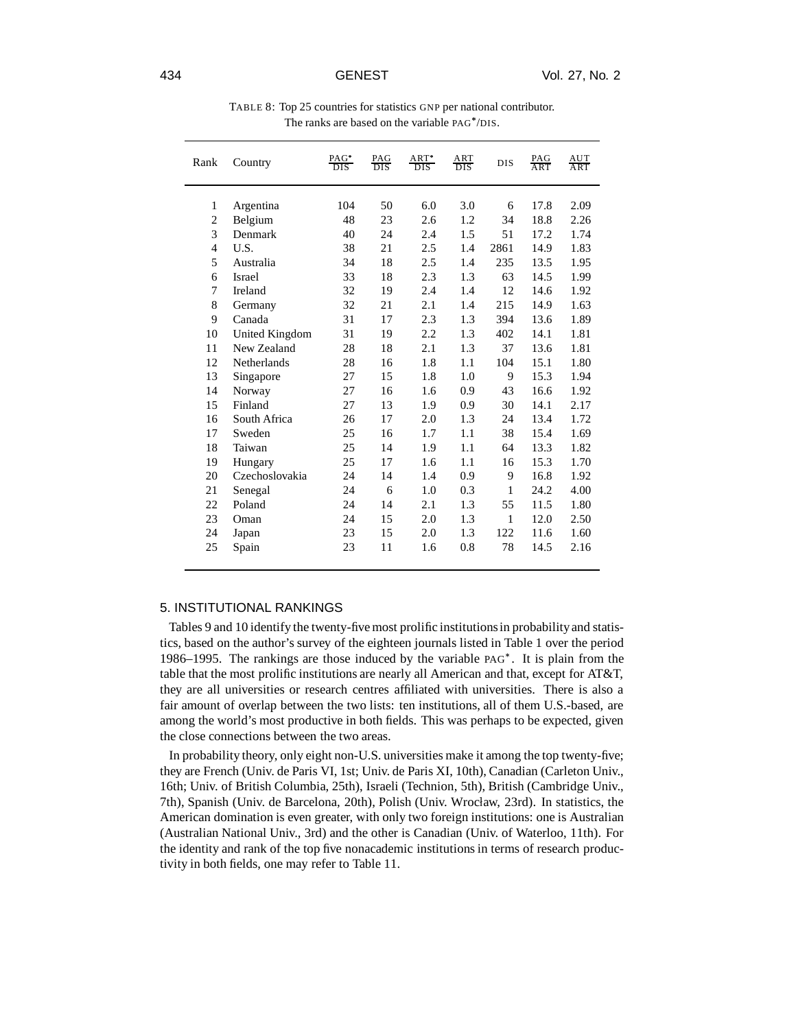TABLE 8: Top 25 countries for statistics GNP per national contributor. The ranks are based on the variable PAG*/DIS.

| Rank | Country | PAG*/DIS | PAG/DIS | ART*/DIS | ART/DIS | DIS | PAG/ART | AUT/ART |
|---|---|---|---|---|---|---|---|---|
| 1 | Argentina | 104 | 50 | 6.0 | 3.0 | 6 | 17.8 | 2.09 |
| 2 | Belgium | 48 | 23 | 2.6 | 1.2 | 34 | 18.8 | 2.26 |
| 3 | Denmark | 40 | 24 | 2.4 | 1.5 | 51 | 17.2 | 1.74 |
| 4 | U.S. | 38 | 21 | 2.5 | 1.4 | 2861 | 14.9 | 1.83 |
| 5 | Australia | 34 | 18 | 2.5 | 1.4 | 235 | 13.5 | 1.95 |
| 6 | Israel | 33 | 18 | 2.3 | 1.3 | 63 | 14.5 | 1.99 |
| 7 | Ireland | 32 | 19 | 2.4 | 1.4 | 12 | 14.6 | 1.92 |
| 8 | Germany | 32 | 21 | 2.1 | 1.4 | 215 | 14.9 | 1.63 |
| 9 | Canada | 31 | 17 | 2.3 | 1.3 | 394 | 13.6 | 1.89 |
| 10 | United Kingdom | 31 | 19 | 2.2 | 1.3 | 402 | 14.1 | 1.81 |
| 11 | New Zealand | 28 | 18 | 2.1 | 1.3 | 37 | 13.6 | 1.81 |
| 12 | Netherlands | 28 | 16 | 1.8 | 1.1 | 104 | 15.1 | 1.80 |
| 13 | Singapore | 27 | 15 | 1.8 | 1.0 | 9 | 15.3 | 1.94 |
| 14 | Norway | 27 | 16 | 1.6 | 0.9 | 43 | 16.6 | 1.92 |
| 15 | Finland | 27 | 13 | 1.9 | 0.9 | 30 | 14.1 | 2.17 |
| 16 | South Africa | 26 | 17 | 2.0 | 1.3 | 24 | 13.4 | 1.72 |
| 17 | Sweden | 25 | 16 | 1.7 | 1.1 | 38 | 15.4 | 1.69 |
| 18 | Taiwan | 25 | 14 | 1.9 | 1.1 | 64 | 13.3 | 1.82 |
| 19 | Hungary | 25 | 17 | 1.6 | 1.1 | 16 | 15.3 | 1.70 |
| 20 | Czechoslovakia | 24 | 14 | 1.4 | 0.9 | 9 | 16.8 | 1.92 |
| 21 | Senegal | 24 | 6 | 1.0 | 0.3 | 1 | 24.2 | 4.00 |
| 22 | Poland | 24 | 14 | 2.1 | 1.3 | 55 | 11.5 | 1.80 |
| 23 | Oman | 24 | 15 | 2.0 | 1.3 | 1 | 12.0 | 2.50 |
| 24 | Japan | 23 | 15 | 2.0 | 1.3 | 122 | 11.6 | 1.60 |
| 25 | Spain | 23 | 11 | 1.6 | 0.8 | 78 | 14.5 | 2.16 |

## 5. INSTITUTIONAL RANKINGS

Tables 9 and 10 identify the twenty-five most prolific institutions in probability and statistics, based on the author's survey of the eighteen journals listed in Table 1 over the period 1986–1995. The rankings are those induced by the variable PAG*. It is plain from the table that the most prolific institutions are nearly all American and that, except for AT&T, they are all universities or research centres affiliated with universities. There is also a fair amount of overlap between the two lists: ten institutions, all of them U.S.-based, are among the world's most productive in both fields. This was perhaps to be expected, given the close connections between the two areas.

In probability theory, only eight non-U.S. universities make it among the top twenty-five; they are French (Univ. de Paris VI, 1st; Univ. de Paris XI, 10th), Canadian (Carleton Univ., 16th; Univ. of British Columbia, 25th), Israeli (Technion, 5th), British (Cambridge Univ., 7th), Spanish (Univ. de Barcelona, 20th), Polish (Univ. Wrocław, 23rd). In statistics, the American domination is even greater, with only two foreign institutions: one is Australian (Australian National Univ., 3rd) and the other is Canadian (Univ. of Waterloo, 11th). For the identity and rank of the top five nonacademic institutions in terms of research productivity in both fields, one may refer to Table 11.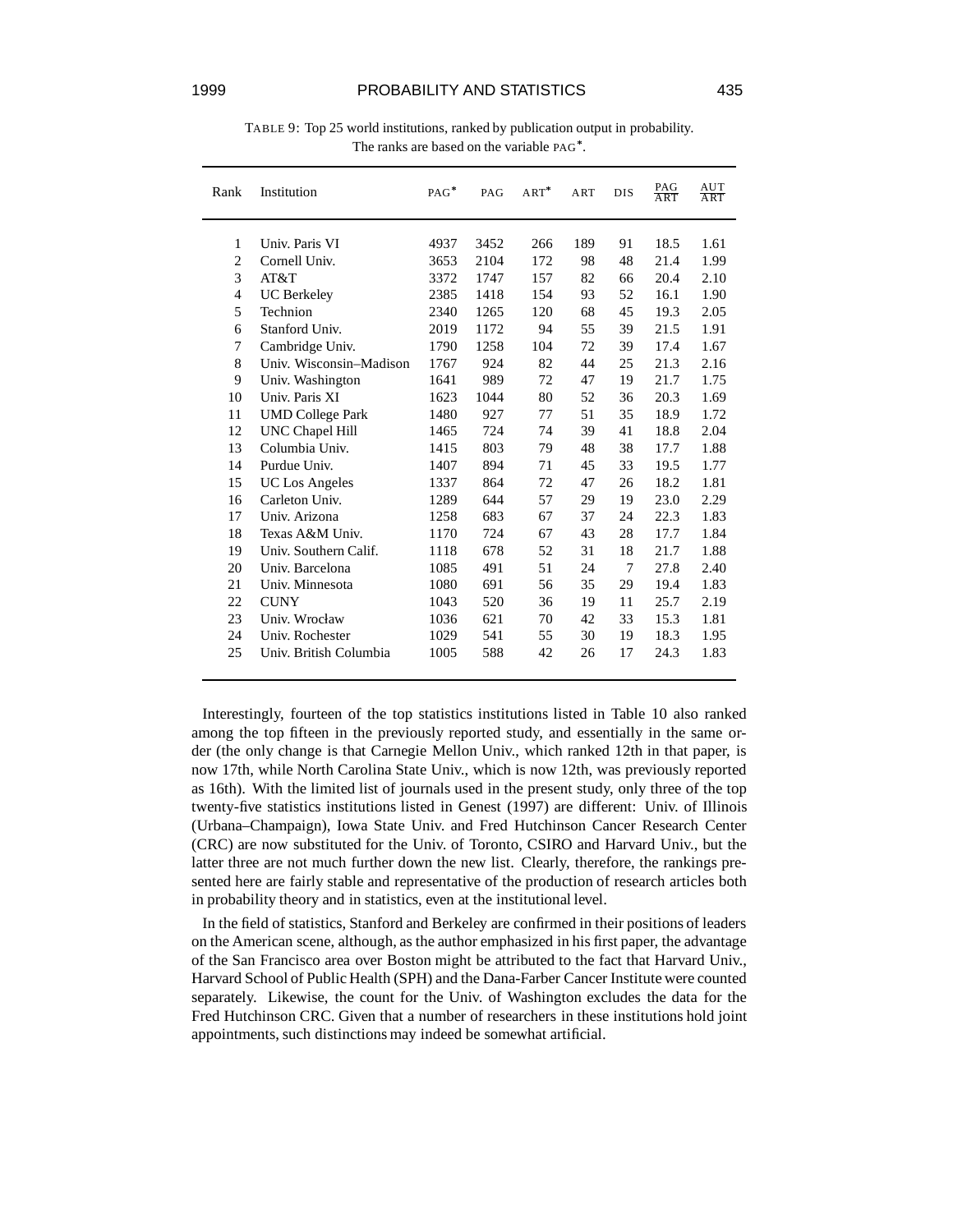TABLE 9: Top 25 world institutions, ranked by publication output in probability. The ranks are based on the variable PAG*.

| Rank | Institution | PAG* | PAG | ART* | ART | DIS | PAG/ART | AUT/ART |
|---|---|---|---|---|---|---|---|---|
| 1 | Univ. Paris VI | 4937 | 3452 | 266 | 189 | 91 | 18.5 | 1.61 |
| 2 | Cornell Univ. | 3653 | 2104 | 172 | 98 | 48 | 21.4 | 1.99 |
| 3 | AT&T | 3372 | 1747 | 157 | 82 | 66 | 20.4 | 2.10 |
| 4 | UC Berkeley | 2385 | 1418 | 154 | 93 | 52 | 16.1 | 1.90 |
| 5 | Technion | 2340 | 1265 | 120 | 68 | 45 | 19.3 | 2.05 |
| 6 | Stanford Univ. | 2019 | 1172 | 94 | 55 | 39 | 21.5 | 1.91 |
| 7 | Cambridge Univ. | 1790 | 1258 | 104 | 72 | 39 | 17.4 | 1.67 |
| 8 | Univ. Wisconsin–Madison | 1767 | 924 | 82 | 44 | 25 | 21.3 | 2.16 |
| 9 | Univ. Washington | 1641 | 989 | 72 | 47 | 19 | 21.7 | 1.75 |
| 10 | Univ. Paris XI | 1623 | 1044 | 80 | 52 | 36 | 20.3 | 1.69 |
| 11 | UMD College Park | 1480 | 927 | 77 | 51 | 35 | 18.9 | 1.72 |
| 12 | UNC Chapel Hill | 1465 | 724 | 74 | 39 | 41 | 18.8 | 2.04 |
| 13 | Columbia Univ. | 1415 | 803 | 79 | 48 | 38 | 17.7 | 1.88 |
| 14 | Purdue Univ. | 1407 | 894 | 71 | 45 | 33 | 19.5 | 1.77 |
| 15 | UC Los Angeles | 1337 | 864 | 72 | 47 | 26 | 18.2 | 1.81 |
| 16 | Carleton Univ. | 1289 | 644 | 57 | 29 | 19 | 23.0 | 2.29 |
| 17 | Univ. Arizona | 1258 | 683 | 67 | 37 | 24 | 22.3 | 1.83 |
| 18 | Texas A&M Univ. | 1170 | 724 | 67 | 43 | 28 | 17.7 | 1.84 |
| 19 | Univ. Southern Calif. | 1118 | 678 | 52 | 31 | 18 | 21.7 | 1.88 |
| 20 | Univ. Barcelona | 1085 | 491 | 51 | 24 | 7 | 27.8 | 2.40 |
| 21 | Univ. Minnesota | 1080 | 691 | 56 | 35 | 29 | 19.4 | 1.83 |
| 22 | CUNY | 1043 | 520 | 36 | 19 | 11 | 25.7 | 2.19 |
| 23 | Univ. Wrocław | 1036 | 621 | 70 | 42 | 33 | 15.3 | 1.81 |
| 24 | Univ. Rochester | 1029 | 541 | 55 | 30 | 19 | 18.3 | 1.95 |
| 25 | Univ. British Columbia | 1005 | 588 | 42 | 26 | 17 | 24.3 | 1.83 |

Interestingly, fourteen of the top statistics institutions listed in Table 10 also ranked among the top fifteen in the previously reported study, and essentially in the same order (the only change is that Carnegie Mellon Univ., which ranked 12th in that paper, is now 17th, while North Carolina State Univ., which is now 12th, was previously reported as 16th). With the limited list of journals used in the present study, only three of the top twenty-five statistics institutions listed in Genest (1997) are different: Univ. of Illinois (Urbana–Champaign), Iowa State Univ. and Fred Hutchinson Cancer Research Center (CRC) are now substituted for the Univ. of Toronto, CSIRO and Harvard Univ., but the latter three are not much further down the new list. Clearly, therefore, the rankings presented here are fairly stable and representative of the production of research articles both in probability theory and in statistics, even at the institutional level.

In the field of statistics, Stanford and Berkeley are confirmed in their positions of leaders on the American scene, although, as the author emphasized in his first paper, the advantage of the San Francisco area over Boston might be attributed to the fact that Harvard Univ., Harvard School of Public Health (SPH) and the Dana-Farber Cancer Institute were counted separately. Likewise, the count for the Univ. of Washington excludes the data for the Fred Hutchinson CRC. Given that a number of researchers in these institutions hold joint appointments, such distinctions may indeed be somewhat artificial.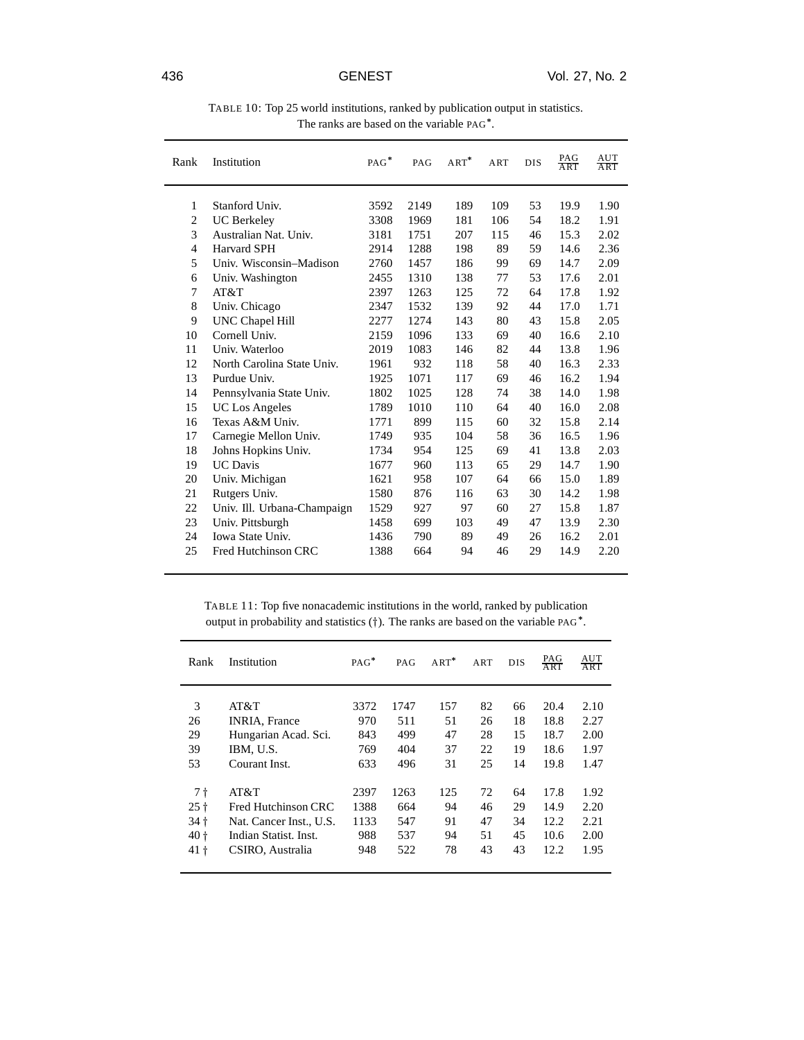TABLE 10: Top 25 world institutions, ranked by publication output in statistics. The ranks are based on the variable PAG*.

| Rank | Institution | PAG* | PAG | ART* | ART | DIS | PAG/ART | AUT/ART |
|---|---|---|---|---|---|---|---|---|
| 1 | Stanford Univ. | 3592 | 2149 | 189 | 109 | 53 | 19.9 | 1.90 |
| 2 | UC Berkeley | 3308 | 1969 | 181 | 106 | 54 | 18.2 | 1.91 |
| 3 | Australian Nat. Univ. | 3181 | 1751 | 207 | 115 | 46 | 15.3 | 2.02 |
| 4 | Harvard SPH | 2914 | 1288 | 198 | 89 | 59 | 14.6 | 2.36 |
| 5 | Univ. Wisconsin–Madison | 2760 | 1457 | 186 | 99 | 69 | 14.7 | 2.09 |
| 6 | Univ. Washington | 2455 | 1310 | 138 | 77 | 53 | 17.6 | 2.01 |
| 7 | AT&T | 2397 | 1263 | 125 | 72 | 64 | 17.8 | 1.92 |
| 8 | Univ. Chicago | 2347 | 1532 | 139 | 92 | 44 | 17.0 | 1.71 |
| 9 | UNC Chapel Hill | 2277 | 1274 | 143 | 80 | 43 | 15.8 | 2.05 |
| 10 | Cornell Univ. | 2159 | 1096 | 133 | 69 | 40 | 16.6 | 2.10 |
| 11 | Univ. Waterloo | 2019 | 1083 | 146 | 82 | 44 | 13.8 | 1.96 |
| 12 | North Carolina State Univ. | 1961 | 932 | 118 | 58 | 40 | 16.3 | 2.33 |
| 13 | Purdue Univ. | 1925 | 1071 | 117 | 69 | 46 | 16.2 | 1.94 |
| 14 | Pennsylvania State Univ. | 1802 | 1025 | 128 | 74 | 38 | 14.0 | 1.98 |
| 15 | UC Los Angeles | 1789 | 1010 | 110 | 64 | 40 | 16.0 | 2.08 |
| 16 | Texas A&M Univ. | 1771 | 899 | 115 | 60 | 32 | 15.8 | 2.14 |
| 17 | Carnegie Mellon Univ. | 1749 | 935 | 104 | 58 | 36 | 16.5 | 1.96 |
| 18 | Johns Hopkins Univ. | 1734 | 954 | 125 | 69 | 41 | 13.8 | 2.03 |
| 19 | UC Davis | 1677 | 960 | 113 | 65 | 29 | 14.7 | 1.90 |
| 20 | Univ. Michigan | 1621 | 958 | 107 | 64 | 66 | 15.0 | 1.89 |
| 21 | Rutgers Univ. | 1580 | 876 | 116 | 63 | 30 | 14.2 | 1.98 |
| 22 | Univ. Ill. Urbana-Champaign | 1529 | 927 | 97 | 60 | 27 | 15.8 | 1.87 |
| 23 | Univ. Pittsburgh | 1458 | 699 | 103 | 49 | 47 | 13.9 | 2.30 |
| 24 | Iowa State Univ. | 1436 | 790 | 89 | 49 | 26 | 16.2 | 2.01 |
| 25 | Fred Hutchinson CRC | 1388 | 664 | 94 | 46 | 29 | 14.9 | 2.20 |

TABLE 11: Top five nonacademic institutions in the world, ranked by publication output in probability and statistics (†). The ranks are based on the variable PAG*.

| Rank | Institution | PAG* | PAG | ART* | ART | DIS | PAG/ART | AUT/ART |
|---|---|---|---|---|---|---|---|---|
| 3 | AT&T | 3372 | 1747 | 157 | 82 | 66 | 20.4 | 2.10 |
| 26 | INRIA, France | 970 | 511 | 51 | 26 | 18 | 18.8 | 2.27 |
| 29 | Hungarian Acad. Sci. | 843 | 499 | 47 | 28 | 15 | 18.7 | 2.00 |
| 39 | IBM, U.S. | 769 | 404 | 37 | 22 | 19 | 18.6 | 1.97 |
| 53 | Courant Inst. | 633 | 496 | 31 | 25 | 14 | 19.8 | 1.47 |
| 7 † | AT&T | 2397 | 1263 | 125 | 72 | 64 | 17.8 | 1.92 |
| 25 † | Fred Hutchinson CRC | 1388 | 664 | 94 | 46 | 29 | 14.9 | 2.20 |
| 34 † | Nat. Cancer Inst., U.S. | 1133 | 547 | 91 | 47 | 34 | 12.2 | 2.21 |
| 40 † | Indian Statist. Inst. | 988 | 537 | 94 | 51 | 45 | 10.6 | 2.00 |
| 41 † | CSIRO, Australia | 948 | 522 | 78 | 43 | 43 | 12.2 | 1.95 |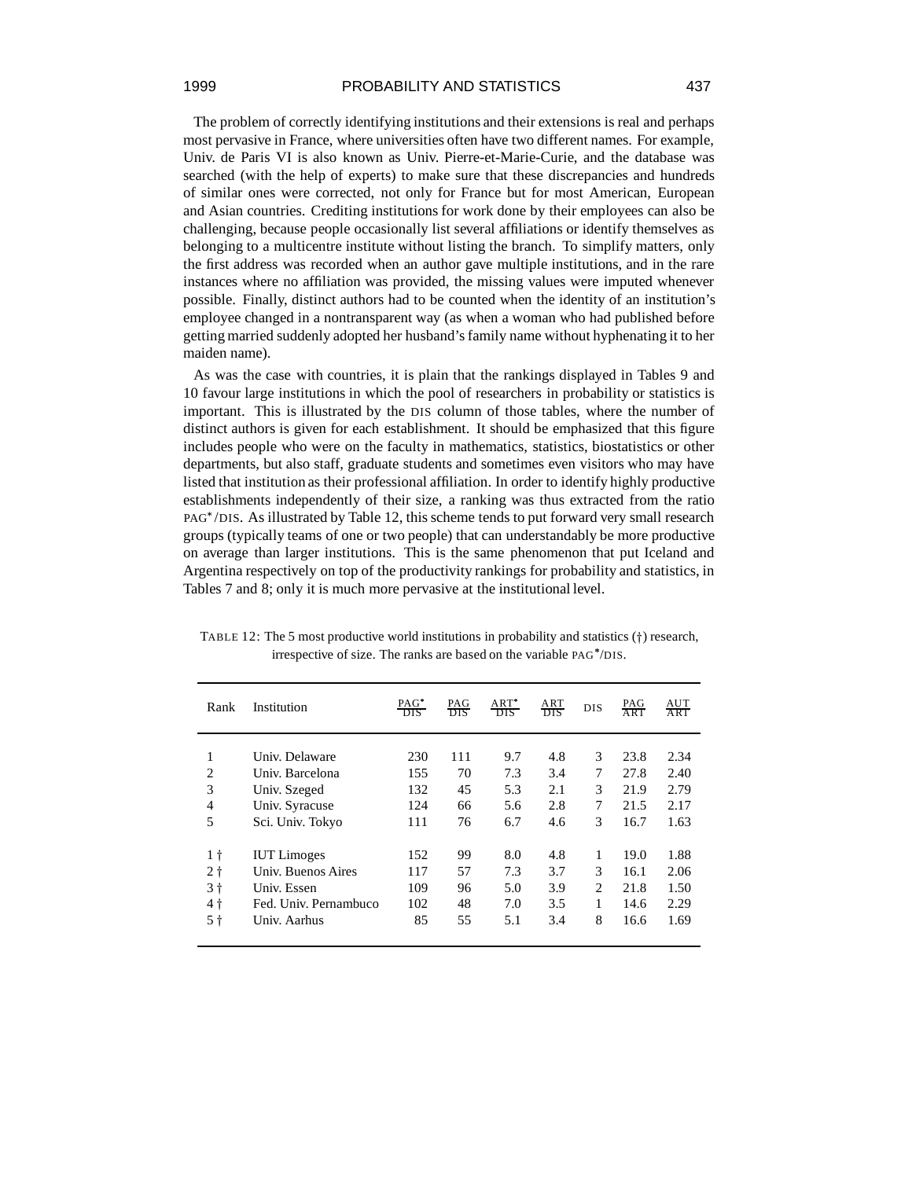The problem of correctly identifying institutions and their extensions is real and perhaps most pervasive in France, where universities often have two different names. For example, Univ. de Paris VI is also known as Univ. Pierre-et-Marie-Curie, and the database was searched (with the help of experts) to make sure that these discrepancies and hundreds of similar ones were corrected, not only for France but for most American, European and Asian countries. Crediting institutions for work done by their employees can also be challenging, because people occasionally list several affiliations or identify themselves as belonging to a multicentre institute without listing the branch. To simplify matters, only the first address was recorded when an author gave multiple institutions, and in the rare instances where no affiliation was provided, the missing values were imputed whenever possible. Finally, distinct authors had to be counted when the identity of an institution's employee changed in a nontransparent way (as when a woman who had published before getting married suddenly adopted her husband's family name without hyphenating it to her maiden name).

As was the case with countries, it is plain that the rankings displayed in Tables 9 and 10 favour large institutions in which the pool of researchers in probability or statistics is important. This is illustrated by the DIS column of those tables, where the number of distinct authors is given for each establishment. It should be emphasized that this figure includes people who were on the faculty in mathematics, statistics, biostatistics or other departments, but also staff, graduate students and sometimes even visitors who may have listed that institution as their professional affiliation. In order to identify highly productive establishments independently of their size, a ranking was thus extracted from the ratio PAG*/DIS. As illustrated by Table 12, this scheme tends to put forward very small research groups (typically teams of one or two people) that can understandably be more productive on average than larger institutions. This is the same phenomenon that put Iceland and Argentina respectively on top of the productivity rankings for probability and statistics, in Tables 7 and 8; only it is much more pervasive at the institutional level.

TABLE 12: The 5 most productive world institutions in probability and statistics (†) research, irrespective of size. The ranks are based on the variable PAG*/DIS.

| Rank | Institution | PAG*/DIS | PAG/DIS | ART*/DIS | ART/DIS | DIS | PAG/ART | AUT/ART |
|---|---|---|---|---|---|---|---|---|
| 1 | Univ. Delaware | 230 | 111 | 9.7 | 4.8 | 3 | 23.8 | 2.34 |
| 2 | Univ. Barcelona | 155 | 70 | 7.3 | 3.4 | 7 | 27.8 | 2.40 |
| 3 | Univ. Szeged | 132 | 45 | 5.3 | 2.1 | 3 | 21.9 | 2.79 |
| 4 | Univ. Syracuse | 124 | 66 | 5.6 | 2.8 | 7 | 21.5 | 2.17 |
| 5 | Sci. Univ. Tokyo | 111 | 76 | 6.7 | 4.6 | 3 | 16.7 | 1.63 |
| 1 † | IUT Limoges | 152 | 99 | 8.0 | 4.8 | 1 | 19.0 | 1.88 |
| 2 † | Univ. Buenos Aires | 117 | 57 | 7.3 | 3.7 | 3 | 16.1 | 2.06 |
| 3 † | Univ. Essen | 109 | 96 | 5.0 | 3.9 | 2 | 21.8 | 1.50 |
| 4 † | Fed. Univ. Pernambuco | 102 | 48 | 7.0 | 3.5 | 1 | 14.6 | 2.29 |
| 5 † | Univ. Aarhus | 85 | 55 | 5.1 | 3.4 | 8 | 16.6 | 1.69 |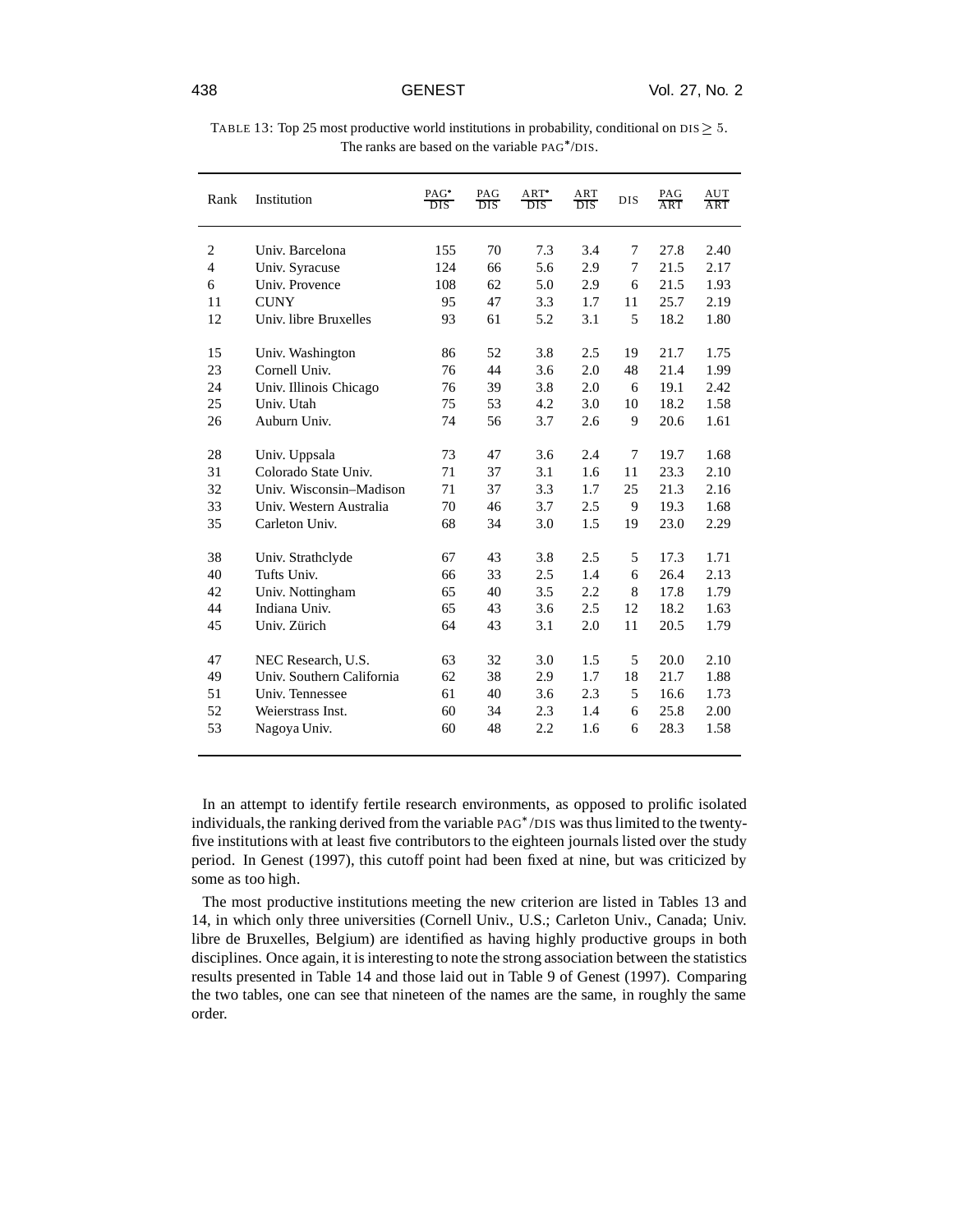TABLE 13: Top 25 most productive world institutions in probability, conditional on DIS $\geq 5$. The ranks are based on the variable PAG*/DIS.

| Rank | Institution | PAG*/DIS | PAG/DIS | ART*/DIS | ART/DIS | DIS | PAG/ART | AUT/ART |
|---|---|---|---|---|---|---|---|---|
| 2 | Univ. Barcelona | 155 | 70 | 7.3 | 3.4 | 7 | 27.8 | 2.40 |
| 4 | Univ. Syracuse | 124 | 66 | 5.6 | 2.9 | 7 | 21.5 | 2.17 |
| 6 | Univ. Provence | 108 | 62 | 5.0 | 2.9 | 6 | 21.5 | 1.93 |
| 11 | CUNY | 95 | 47 | 3.3 | 1.7 | 11 | 25.7 | 2.19 |
| 12 | Univ. libre Bruxelles | 93 | 61 | 5.2 | 3.1 | 5 | 18.2 | 1.80 |
| 15 | Univ. Washington | 86 | 52 | 3.8 | 2.5 | 19 | 21.7 | 1.75 |
| 23 | Cornell Univ. | 76 | 44 | 3.6 | 2.0 | 48 | 21.4 | 1.99 |
| 24 | Univ. Illinois Chicago | 76 | 39 | 3.8 | 2.0 | 6 | 19.1 | 2.42 |
| 25 | Univ. Utah | 75 | 53 | 4.2 | 3.0 | 10 | 18.2 | 1.58 |
| 26 | Auburn Univ. | 74 | 56 | 3.7 | 2.6 | 9 | 20.6 | 1.61 |
| 28 | Univ. Uppsala | 73 | 47 | 3.6 | 2.4 | 7 | 19.7 | 1.68 |
| 31 | Colorado State Univ. | 71 | 37 | 3.1 | 1.6 | 11 | 23.3 | 2.10 |
| 32 | Univ. Wisconsin–Madison | 71 | 37 | 3.3 | 1.7 | 25 | 21.3 | 2.16 |
| 33 | Univ. Western Australia | 70 | 46 | 3.7 | 2.5 | 9 | 19.3 | 1.68 |
| 35 | Carleton Univ. | 68 | 34 | 3.0 | 1.5 | 19 | 23.0 | 2.29 |
| 38 | Univ. Strathclyde | 67 | 43 | 3.8 | 2.5 | 5 | 17.3 | 1.71 |
| 40 | Tufts Univ. | 66 | 33 | 2.5 | 1.4 | 6 | 26.4 | 2.13 |
| 42 | Univ. Nottingham | 65 | 40 | 3.5 | 2.2 | 8 | 17.8 | 1.79 |
| 44 | Indiana Univ. | 65 | 43 | 3.6 | 2.5 | 12 | 18.2 | 1.63 |
| 45 | Univ. Zürich | 64 | 43 | 3.1 | 2.0 | 11 | 20.5 | 1.79 |
| 47 | NEC Research, U.S. | 63 | 32 | 3.0 | 1.5 | 5 | 20.0 | 2.10 |
| 49 | Univ. Southern California | 62 | 38 | 2.9 | 1.7 | 18 | 21.7 | 1.88 |
| 51 | Univ. Tennessee | 61 | 40 | 3.6 | 2.3 | 5 | 16.6 | 1.73 |
| 52 | Weierstrass Inst. | 60 | 34 | 2.3 | 1.4 | 6 | 25.8 | 2.00 |
| 53 | Nagoya Univ. | 60 | 48 | 2.2 | 1.6 | 6 | 28.3 | 1.58 |

In an attempt to identify fertile research environments, as opposed to prolific isolated individuals, the ranking derived from the variable PAG*/DIS was thus limited to the twenty-five institutions with at least five contributors to the eighteen journals listed over the study period. In Genest (1997), this cutoff point had been fixed at nine, but was criticized by some as too high.

The most productive institutions meeting the new criterion are listed in Tables 13 and 14, in which only three universities (Cornell Univ., U.S.; Carleton Univ., Canada; Univ. libre de Bruxelles, Belgium) are identified as having highly productive groups in both disciplines. Once again, it is interesting to note the strong association between the statistics results presented in Table 14 and those laid out in Table 9 of Genest (1997). Comparing the two tables, one can see that nineteen of the names are the same, in roughly the same order.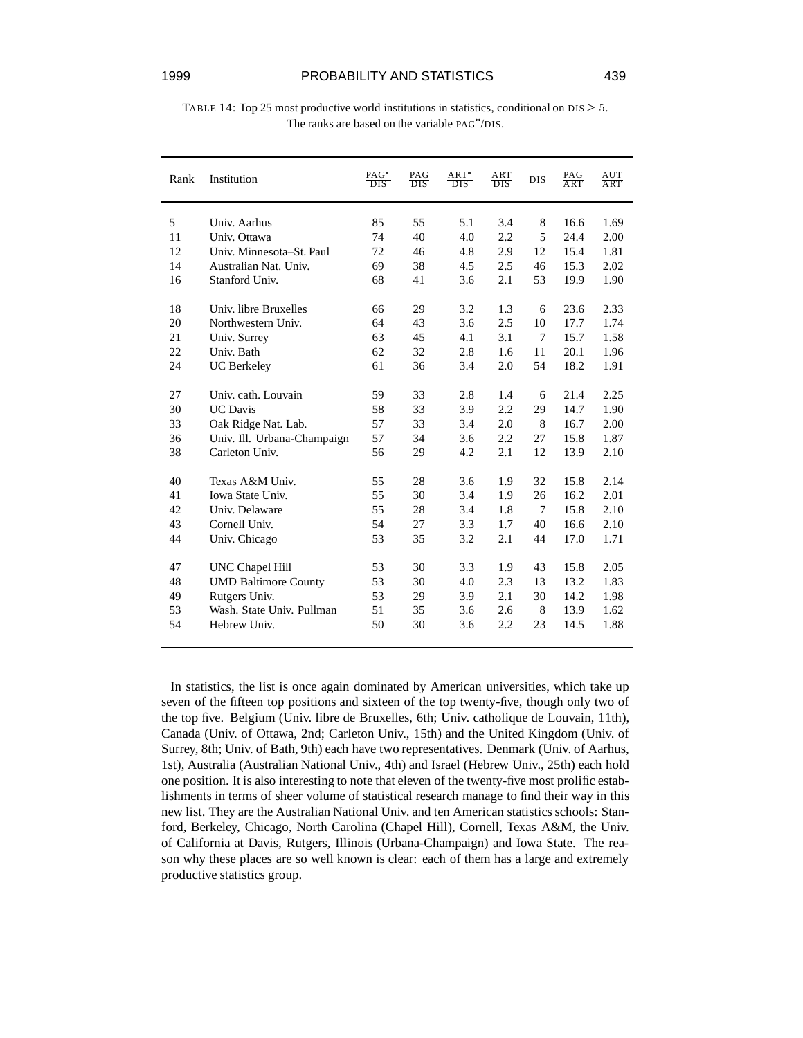TABLE 14: Top 25 most productive world institutions in statistics, conditional on DIS $\geq$ 5. The ranks are based on the variable PAG*/DIS.

| Rank | Institution | PAG*/DIS | PAG/DIS | ART*/DIS | ART/DIS | DIS | PAG/ART | AUT/ART |
|---|---|---|---|---|---|---|---|---|
| 5 | Univ. Aarhus | 85 | 55 | 5.1 | 3.4 | 8 | 16.6 | 1.69 |
| 11 | Univ. Ottawa | 74 | 40 | 4.0 | 2.2 | 5 | 24.4 | 2.00 |
| 12 | Univ. Minnesota–St. Paul | 72 | 46 | 4.8 | 2.9 | 12 | 15.4 | 1.81 |
| 14 | Australian Nat. Univ. | 69 | 38 | 4.5 | 2.5 | 46 | 15.3 | 2.02 |
| 16 | Stanford Univ. | 68 | 41 | 3.6 | 2.1 | 53 | 19.9 | 1.90 |
| 18 | Univ. libre Bruxelles | 66 | 29 | 3.2 | 1.3 | 6 | 23.6 | 2.33 |
| 20 | Northwestern Univ. | 64 | 43 | 3.6 | 2.5 | 10 | 17.7 | 1.74 |
| 21 | Univ. Surrey | 63 | 45 | 4.1 | 3.1 | 7 | 15.7 | 1.58 |
| 22 | Univ. Bath | 62 | 32 | 2.8 | 1.6 | 11 | 20.1 | 1.96 |
| 24 | UC Berkeley | 61 | 36 | 3.4 | 2.0 | 54 | 18.2 | 1.91 |
| 27 | Univ. cath. Louvain | 59 | 33 | 2.8 | 1.4 | 6 | 21.4 | 2.25 |
| 30 | UC Davis | 58 | 33 | 3.9 | 2.2 | 29 | 14.7 | 1.90 |
| 33 | Oak Ridge Nat. Lab. | 57 | 33 | 3.4 | 2.0 | 8 | 16.7 | 2.00 |
| 36 | Univ. Ill. Urbana-Champaign | 57 | 34 | 3.6 | 2.2 | 27 | 15.8 | 1.87 |
| 38 | Carleton Univ. | 56 | 29 | 4.2 | 2.1 | 12 | 13.9 | 2.10 |
| 40 | Texas A&M Univ. | 55 | 28 | 3.6 | 1.9 | 32 | 15.8 | 2.14 |
| 41 | Iowa State Univ. | 55 | 30 | 3.4 | 1.9 | 26 | 16.2 | 2.01 |
| 42 | Univ. Delaware | 55 | 28 | 3.4 | 1.8 | 7 | 15.8 | 2.10 |
| 43 | Cornell Univ. | 54 | 27 | 3.3 | 1.7 | 40 | 16.6 | 2.10 |
| 44 | Univ. Chicago | 53 | 35 | 3.2 | 2.1 | 44 | 17.0 | 1.71 |
| 47 | UNC Chapel Hill | 53 | 30 | 3.3 | 1.9 | 43 | 15.8 | 2.05 |
| 48 | UMD Baltimore County | 53 | 30 | 4.0 | 2.3 | 13 | 13.2 | 1.83 |
| 49 | Rutgers Univ. | 53 | 29 | 3.9 | 2.1 | 30 | 14.2 | 1.98 |
| 53 | Wash. State Univ. Pullman | 51 | 35 | 3.6 | 2.6 | 8 | 13.9 | 1.62 |
| 54 | Hebrew Univ. | 50 | 30 | 3.6 | 2.2 | 23 | 14.5 | 1.88 |

In statistics, the list is once again dominated by American universities, which take up seven of the fifteen top positions and sixteen of the top twenty-five, though only two of the top five. Belgium (Univ. libre de Bruxelles, 6th; Univ. catholique de Louvain, 11th), Canada (Univ. of Ottawa, 2nd; Carleton Univ., 15th) and the United Kingdom (Univ. of Surrey, 8th; Univ. of Bath, 9th) each have two representatives. Denmark (Univ. of Aarhus, 1st), Australia (Australian National Univ., 4th) and Israel (Hebrew Univ., 25th) each hold one position. It is also interesting to note that eleven of the twenty-five most prolific establishments in terms of sheer volume of statistical research manage to find their way in this new list. They are the Australian National Univ. and ten American statistics schools: Stanford, Berkeley, Chicago, North Carolina (Chapel Hill), Cornell, Texas A&M, the Univ. of California at Davis, Rutgers, Illinois (Urbana-Champaign) and Iowa State. The reason why these places are so well known is clear: each of them has a large and extremely productive statistics group.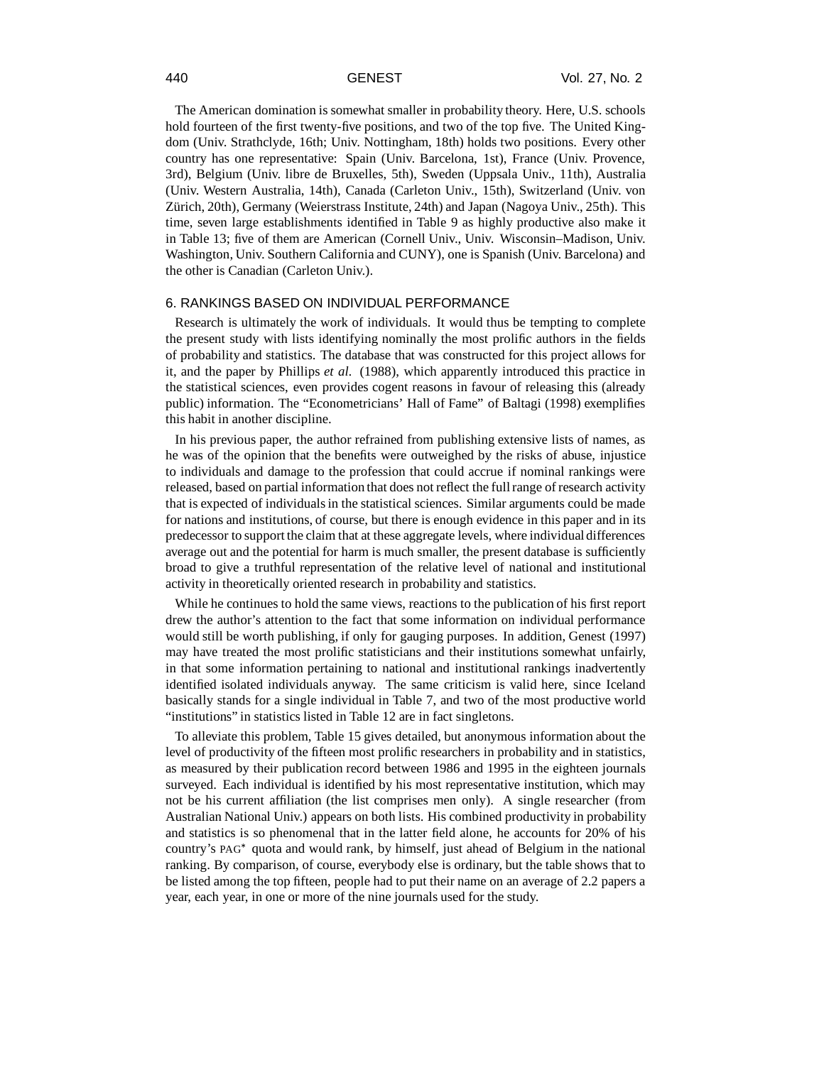The American domination is somewhat smaller in probability theory. Here, U.S. schools hold fourteen of the first twenty-five positions, and two of the top five. The United Kingdom (Univ. Strathclyde, 16th; Univ. Nottingham, 18th) holds two positions. Every other country has one representative: Spain (Univ. Barcelona, 1st), France (Univ. Provence, 3rd), Belgium (Univ. libre de Bruxelles, 5th), Sweden (Uppsala Univ., 11th), Australia (Univ. Western Australia, 14th), Canada (Carleton Univ., 15th), Switzerland (Univ. von Zürich, 20th), Germany (Weierstrass Institute, 24th) and Japan (Nagoya Univ., 25th). This time, seven large establishments identified in Table 9 as highly productive also make it in Table 13; five of them are American (Cornell Univ., Univ. Wisconsin–Madison, Univ. Washington, Univ. Southern California and CUNY), one is Spanish (Univ. Barcelona) and the other is Canadian (Carleton Univ.).

## 6. RANKINGS BASED ON INDIVIDUAL PERFORMANCE

Research is ultimately the work of individuals. It would thus be tempting to complete the present study with lists identifying nominally the most prolific authors in the fields of probability and statistics. The database that was constructed for this project allows for it, and the paper by Phillips *et al.* (1988), which apparently introduced this practice in the statistical sciences, even provides cogent reasons in favour of releasing this (already public) information. The "Econometricians' Hall of Fame" of Baltagi (1998) exemplifies this habit in another discipline.

In his previous paper, the author refrained from publishing extensive lists of names, as he was of the opinion that the benefits were outweighed by the risks of abuse, injustice to individuals and damage to the profession that could accrue if nominal rankings were released, based on partial information that does not reflect the full range of research activity that is expected of individuals in the statistical sciences. Similar arguments could be made for nations and institutions, of course, but there is enough evidence in this paper and in its predecessor to support the claim that at these aggregate levels, where individual differences average out and the potential for harm is much smaller, the present database is sufficiently broad to give a truthful representation of the relative level of national and institutional activity in theoretically oriented research in probability and statistics.

While he continues to hold the same views, reactions to the publication of his first report drew the author's attention to the fact that some information on individual performance would still be worth publishing, if only for gauging purposes. In addition, Genest (1997) may have treated the most prolific statisticians and their institutions somewhat unfairly, in that some information pertaining to national and institutional rankings inadvertently identified isolated individuals anyway. The same criticism is valid here, since Iceland basically stands for a single individual in Table 7, and two of the most productive world "institutions" in statistics listed in Table 12 are in fact singletons.

To alleviate this problem, Table 15 gives detailed, but anonymous information about the level of productivity of the fifteen most prolific researchers in probability and in statistics, as measured by their publication record between 1986 and 1995 in the eighteen journals surveyed. Each individual is identified by his most representative institution, which may not be his current affiliation (the list comprises men only). A single researcher (from Australian National Univ.) appears on both lists. His combined productivity in probability and statistics is so phenomenal that in the latter field alone, he accounts for 20% of his country's PAG* quota and would rank, by himself, just ahead of Belgium in the national ranking. By comparison, of course, everybody else is ordinary, but the table shows that to be listed among the top fifteen, people had to put their name on an average of 2.2 papers a year, each year, in one or more of the nine journals used for the study.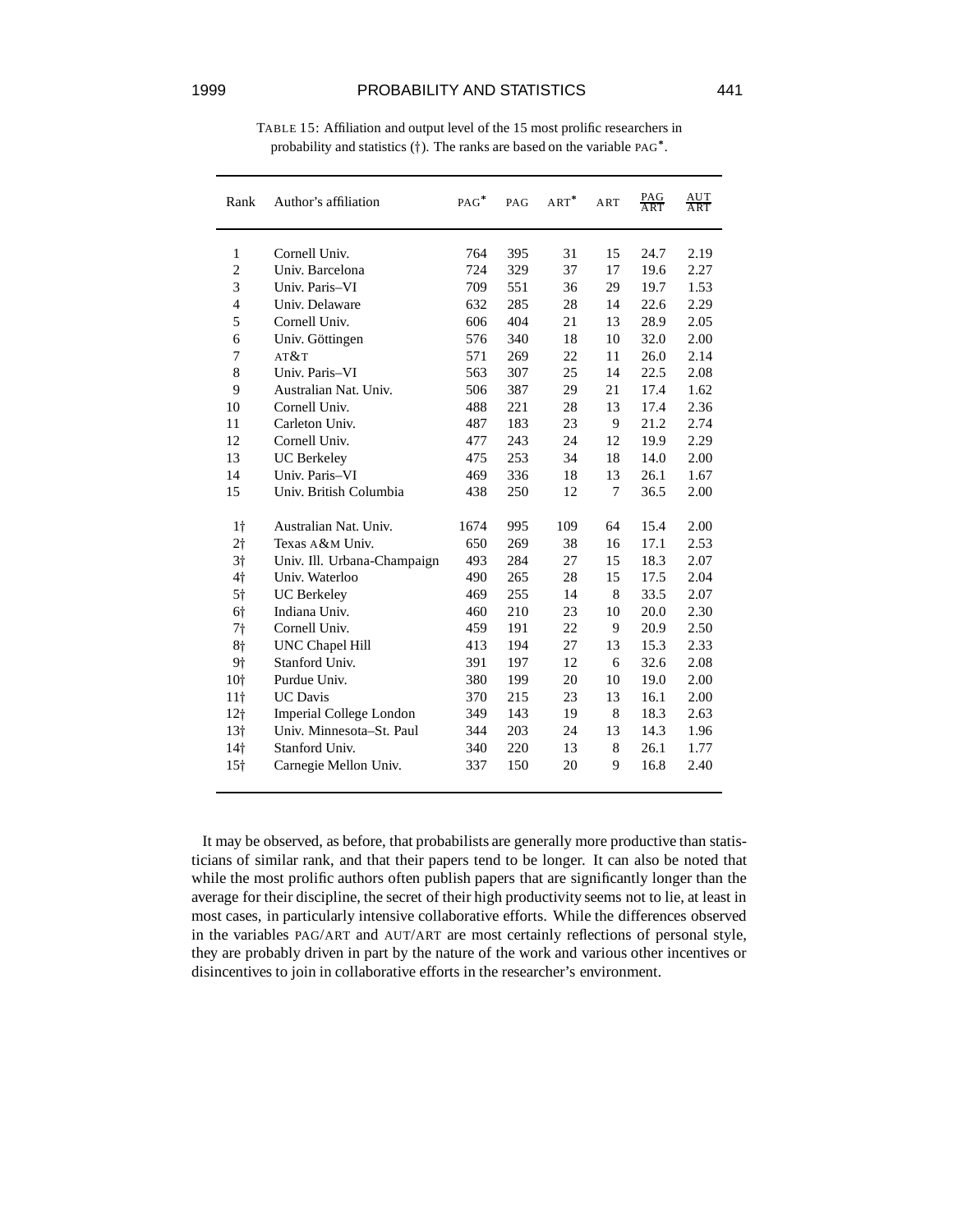TABLE 15: Affiliation and output level of the 15 most prolific researchers in probability and statistics (†). The ranks are based on the variable PAG*.

| Rank | Author's affiliation | PAG* | PAG | ART* | ART | PAG/ART | AUT/ART |
|---|---|---|---|---|---|---|---|
| 1 | Cornell Univ. | 764 | 395 | 31 | 15 | 24.7 | 2.19 |
| 2 | Univ. Barcelona | 724 | 329 | 37 | 17 | 19.6 | 2.27 |
| 3 | Univ. Paris–VI | 709 | 551 | 36 | 29 | 19.7 | 1.53 |
| 4 | Univ. Delaware | 632 | 285 | 28 | 14 | 22.6 | 2.29 |
| 5 | Cornell Univ. | 606 | 404 | 21 | 13 | 28.9 | 2.05 |
| 6 | Univ. Göttingen | 576 | 340 | 18 | 10 | 32.0 | 2.00 |
| 7 | AT&T | 571 | 269 | 22 | 11 | 26.0 | 2.14 |
| 8 | Univ. Paris–VI | 563 | 307 | 25 | 14 | 22.5 | 2.08 |
| 9 | Australian Nat. Univ. | 506 | 387 | 29 | 21 | 17.4 | 1.62 |
| 10 | Cornell Univ. | 488 | 221 | 28 | 13 | 17.4 | 2.36 |
| 11 | Carleton Univ. | 487 | 183 | 23 | 9 | 21.2 | 2.74 |
| 12 | Cornell Univ. | 477 | 243 | 24 | 12 | 19.9 | 2.29 |
| 13 | UC Berkeley | 475 | 253 | 34 | 18 | 14.0 | 2.00 |
| 14 | Univ. Paris–VI | 469 | 336 | 18 | 13 | 26.1 | 1.67 |
| 15 | Univ. British Columbia | 438 | 250 | 12 | 7 | 36.5 | 2.00 |
| 1† | Australian Nat. Univ. | 1674 | 995 | 109 | 64 | 15.4 | 2.00 |
| 2† | Texas A&M Univ. | 650 | 269 | 38 | 16 | 17.1 | 2.53 |
| 3† | Univ. Ill. Urbana-Champaign | 493 | 284 | 27 | 15 | 18.3 | 2.07 |
| 4† | Univ. Waterloo | 490 | 265 | 28 | 15 | 17.5 | 2.04 |
| 5† | UC Berkeley | 469 | 255 | 14 | 8 | 33.5 | 2.07 |
| 6† | Indiana Univ. | 460 | 210 | 23 | 10 | 20.0 | 2.30 |
| 7† | Cornell Univ. | 459 | 191 | 22 | 9 | 20.9 | 2.50 |
| 8† | UNC Chapel Hill | 413 | 194 | 27 | 13 | 15.3 | 2.33 |
| 9† | Stanford Univ. | 391 | 197 | 12 | 6 | 32.6 | 2.08 |
| 10† | Purdue Univ. | 380 | 199 | 20 | 10 | 19.0 | 2.00 |
| 11† | UC Davis | 370 | 215 | 23 | 13 | 16.1 | 2.00 |
| 12† | Imperial College London | 349 | 143 | 19 | 8 | 18.3 | 2.63 |
| 13† | Univ. Minnesota–St. Paul | 344 | 203 | 24 | 13 | 14.3 | 1.96 |
| 14† | Stanford Univ. | 340 | 220 | 13 | 8 | 26.1 | 1.77 |
| 15† | Carnegie Mellon Univ. | 337 | 150 | 20 | 9 | 16.8 | 2.40 |

It may be observed, as before, that probabilists are generally more productive than statisticians of similar rank, and that their papers tend to be longer. It can also be noted that while the most prolific authors often publish papers that are significantly longer than the average for their discipline, the secret of their high productivity seems not to lie, at least in most cases, in particularly intensive collaborative efforts. While the differences observed in the variables PAG/ART and AUT/ART are most certainly reflections of personal style, they are probably driven in part by the nature of the work and various other incentives or disincentives to join in collaborative efforts in the researcher's environment.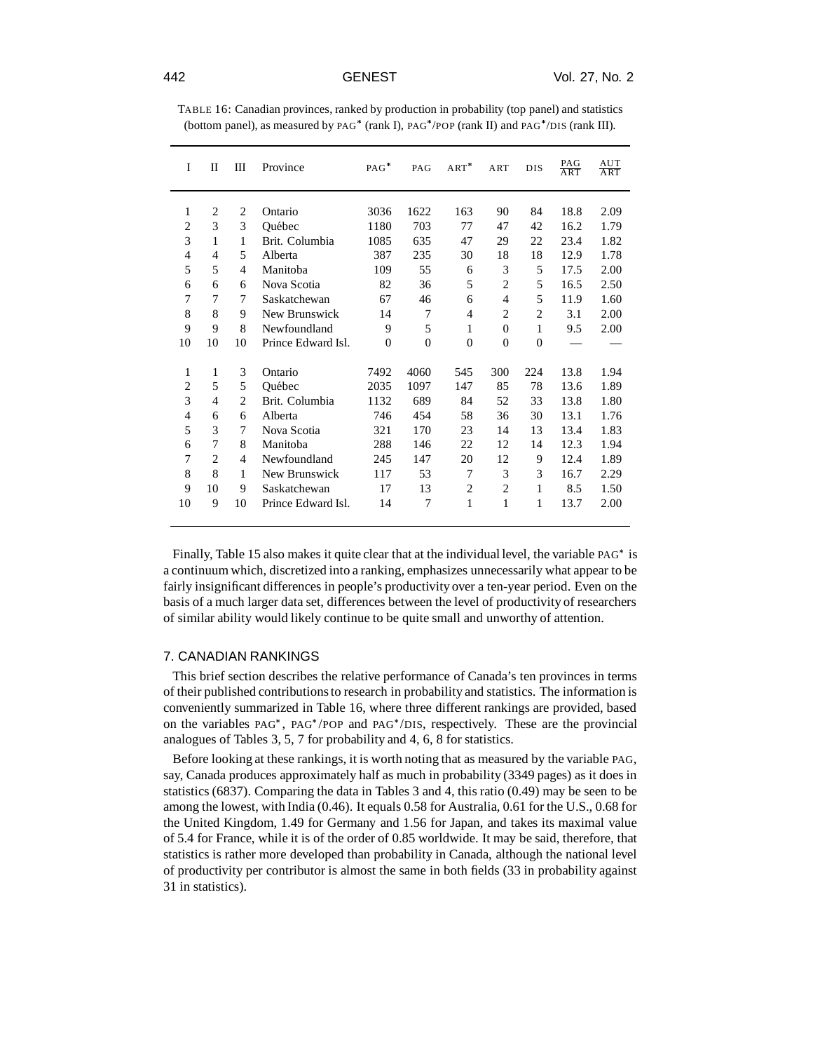TABLE 16: Canadian provinces, ranked by production in probability (top panel) and statistics (bottom panel), as measured by PAG* (rank I), PAG*/POP (rank II) and PAG*/DIS (rank III).

| I | II | III | Province | PAG* | PAG | ART* | ART | DIS | PAG/ART | AUT/ART |
|---|---|---|---|---|---|---|---|---|---|---|
| 1 | 2 | 2 | Ontario | 3036 | 1622 | 163 | 90 | 84 | 18.8 | 2.09 |
| 2 | 3 | 3 | Québec | 1180 | 703 | 77 | 47 | 42 | 16.2 | 1.79 |
| 3 | 1 | 1 | Brit. Columbia | 1085 | 635 | 47 | 29 | 22 | 23.4 | 1.82 |
| 4 | 4 | 5 | Alberta | 387 | 235 | 30 | 18 | 18 | 12.9 | 1.78 |
| 5 | 5 | 4 | Manitoba | 109 | 55 | 6 | 3 | 5 | 17.5 | 2.00 |
| 6 | 6 | 6 | Nova Scotia | 82 | 36 | 5 | 2 | 5 | 16.5 | 2.50 |
| 7 | 7 | 7 | Saskatchewan | 67 | 46 | 6 | 4 | 5 | 11.9 | 1.60 |
| 8 | 8 | 9 | New Brunswick | 14 | 7 | 4 | 2 | 2 | 3.1 | 2.00 |
| 9 | 9 | 8 | Newfoundland | 9 | 5 | 1 | 0 | 1 | 9.5 | 2.00 |
| 10 | 10 | 10 | Prince Edward Isl. | 0 | 0 | 0 | 0 | 0 | — | — |
| | | | | | | | | | | |
| 1 | 1 | 3 | Ontario | 7492 | 4060 | 545 | 300 | 224 | 13.8 | 1.94 |
| 2 | 5 | 5 | Québec | 2035 | 1097 | 147 | 85 | 78 | 13.6 | 1.89 |
| 3 | 4 | 2 | Brit. Columbia | 1132 | 689 | 84 | 52 | 33 | 13.8 | 1.80 |
| 4 | 6 | 6 | Alberta | 746 | 454 | 58 | 36 | 30 | 13.1 | 1.76 |
| 5 | 3 | 7 | Nova Scotia | 321 | 170 | 23 | 14 | 13 | 13.4 | 1.83 |
| 6 | 7 | 8 | Manitoba | 288 | 146 | 22 | 12 | 14 | 12.3 | 1.94 |
| 7 | 2 | 4 | Newfoundland | 245 | 147 | 20 | 12 | 9 | 12.4 | 1.89 |
| 8 | 8 | 1 | New Brunswick | 117 | 53 | 7 | 3 | 3 | 16.7 | 2.29 |
| 9 | 10 | 9 | Saskatchewan | 17 | 13 | 2 | 2 | 1 | 8.5 | 1.50 |
| 10 | 9 | 10 | Prince Edward Isl. | 14 | 7 | 1 | 1 | 1 | 13.7 | 2.00 |

Finally, Table 15 also makes it quite clear that at the individual level, the variable PAG* is a continuum which, discretized into a ranking, emphasizes unnecessarily what appear to be fairly insignificant differences in people's productivity over a ten-year period. Even on the basis of a much larger data set, differences between the level of productivity of researchers of similar ability would likely continue to be quite small and unworthy of attention.

## 7. CANADIAN RANKINGS

This brief section describes the relative performance of Canada's ten provinces in terms of their published contributions to research in probability and statistics. The information is conveniently summarized in Table 16, where three different rankings are provided, based on the variables PAG*, PAG*/POP and PAG*/DIS, respectively. These are the provincial analogues of Tables 3, 5, 7 for probability and 4, 6, 8 for statistics.

Before looking at these rankings, it is worth noting that as measured by the variable PAG, say, Canada produces approximately half as much in probability (3349 pages) as it does in statistics (6837). Comparing the data in Tables 3 and 4, this ratio (0.49) may be seen to be among the lowest, with India (0.46). It equals 0.58 for Australia, 0.61 for the U.S., 0.68 for the United Kingdom, 1.49 for Germany and 1.56 for Japan, and takes its maximal value of 5.4 for France, while it is of the order of 0.85 worldwide. It may be said, therefore, that statistics is rather more developed than probability in Canada, although the national level of productivity per contributor is almost the same in both fields (33 in probability against 31 in statistics).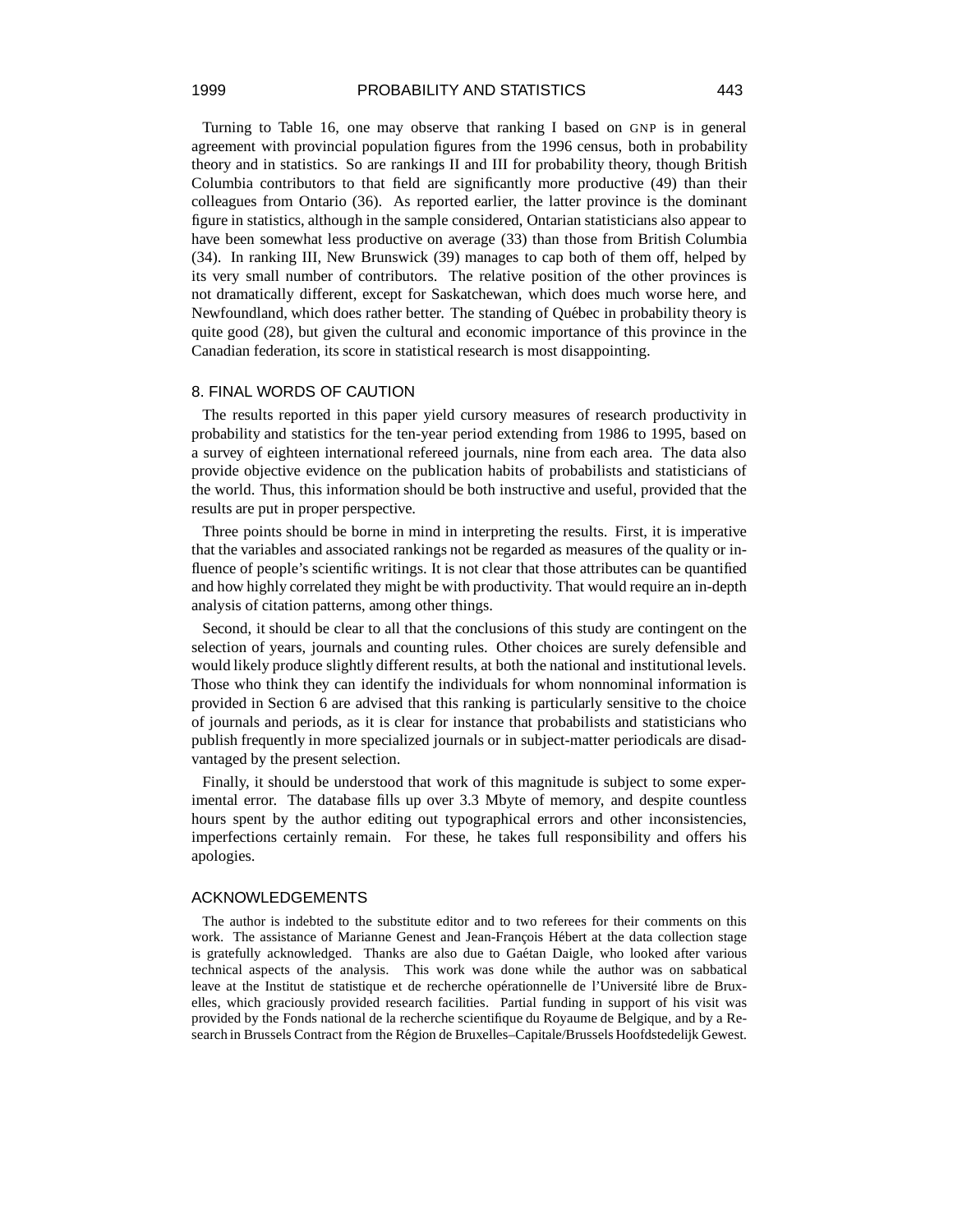Turning to Table 16, one may observe that ranking I based on GNP is in general agreement with provincial population figures from the 1996 census, both in probability theory and in statistics. So are rankings II and III for probability theory, though British Columbia contributors to that field are significantly more productive (49) than their colleagues from Ontario (36). As reported earlier, the latter province is the dominant figure in statistics, although in the sample considered, Ontarian statisticians also appear to have been somewhat less productive on average (33) than those from British Columbia (34). In ranking III, New Brunswick (39) manages to cap both of them off, helped by its very small number of contributors. The relative position of the other provinces is not dramatically different, except for Saskatchewan, which does much worse here, and Newfoundland, which does rather better. The standing of Québec in probability theory is quite good (28), but given the cultural and economic importance of this province in the Canadian federation, its score in statistical research is most disappointing.

## 8. FINAL WORDS OF CAUTION

The results reported in this paper yield cursory measures of research productivity in probability and statistics for the ten-year period extending from 1986 to 1995, based on a survey of eighteen international refereed journals, nine from each area. The data also provide objective evidence on the publication habits of probabilists and statisticians of the world. Thus, this information should be both instructive and useful, provided that the results are put in proper perspective.

Three points should be borne in mind in interpreting the results. First, it is imperative that the variables and associated rankings not be regarded as measures of the quality or influence of people's scientific writings. It is not clear that those attributes can be quantified and how highly correlated they might be with productivity. That would require an in-depth analysis of citation patterns, among other things.

Second, it should be clear to all that the conclusions of this study are contingent on the selection of years, journals and counting rules. Other choices are surely defensible and would likely produce slightly different results, at both the national and institutional levels. Those who think they can identify the individuals for whom nonnominal information is provided in Section 6 are advised that this ranking is particularly sensitive to the choice of journals and periods, as it is clear for instance that probabilists and statisticians who publish frequently in more specialized journals or in subject-matter periodicals are disadvantaged by the present selection.

Finally, it should be understood that work of this magnitude is subject to some experimental error. The database fills up over 3.3 Mbyte of memory, and despite countless hours spent by the author editing out typographical errors and other inconsistencies, imperfections certainly remain. For these, he takes full responsibility and offers his apologies.

## ACKNOWLEDGEMENTS

The author is indebted to the substitute editor and to two referees for their comments on this work. The assistance of Marianne Genest and Jean-François Hébert at the data collection stage is gratefully acknowledged. Thanks are also due to Gaétan Daigle, who looked after various technical aspects of the analysis. This work was done while the author was on sabbatical leave at the Institut de statistique et de recherche opérationnelle de l'Université libre de Bruxelles, which graciously provided research facilities. Partial funding in support of his visit was provided by the Fonds national de la recherche scientifique du Royaume de Belgique, and by a Research in Brussels Contract from the Région de Bruxelles–Capitale/Brussels Hoofdstedelijk Gewest.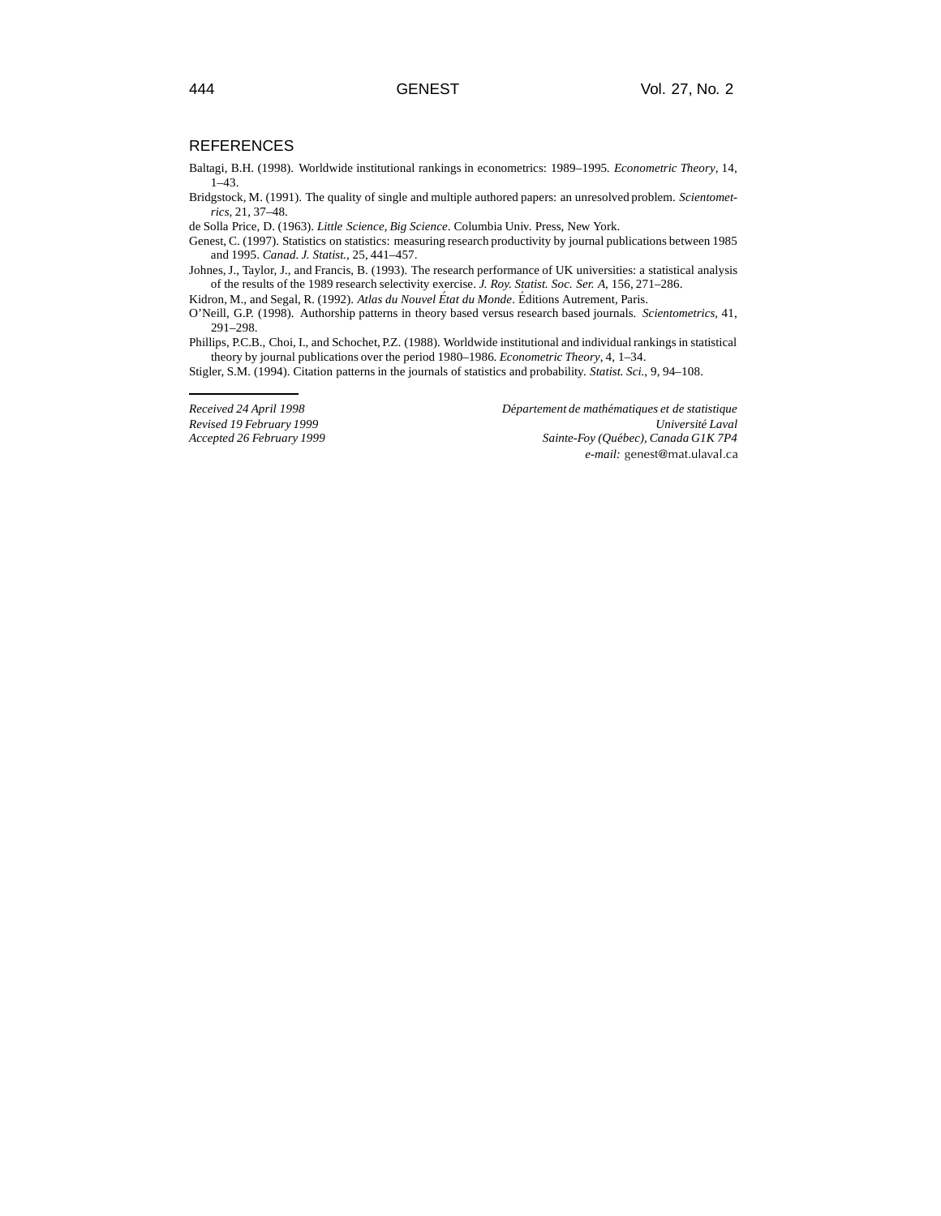## REFERENCES

Baltagi, B.H. (1998). Worldwide institutional rankings in econometrics: 1989–1995. *Econometric Theory*, 14, 1–43.

Bridgstock, M. (1991). The quality of single and multiple authored papers: an unresolved problem. *Scientometrics*, 21, 37–48.

de Solla Price, D. (1963). *Little Science, Big Science*. Columbia Univ. Press, New York.

Genest, C. (1997). Statistics on statistics: measuring research productivity by journal publications between 1985 and 1995. *Canad. J. Statist.*, 25, 441–457.

Johnes, J., Taylor, J., and Francis, B. (1993). The research performance of UK universities: a statistical analysis of the results of the 1989 research selectivity exercise. *J. Roy. Statist. Soc. Ser. A*, 156, 271–286.

Kidron, M., and Segal, R. (1992). *Atlas du Nouvel État du Monde*. Éditions Autrement, Paris.

O'Neill, G.P. (1998). Authorship patterns in theory based versus research based journals. *Scientometrics*, 41, 291–298.

Phillips, P.C.B., Choi, I., and Schochet, P.Z. (1988). Worldwide institutional and individual rankings in statistical theory by journal publications over the period 1980–1986. *Econometric Theory*, 4, 1–34.

Stigler, S.M. (1994). Citation patterns in the journals of statistics and probability. *Statist. Sci.*, 9, 94–108.

---

*Received 24 April 1998*
*Revised 19 February 1999*
*Accepted 26 February 1999*

*Département de mathématiques et de statistique*
*Université Laval*
*Sainte-Foy (Québec), Canada G1K 7P4*
*e-mail:* genest@mat.ulaval.ca